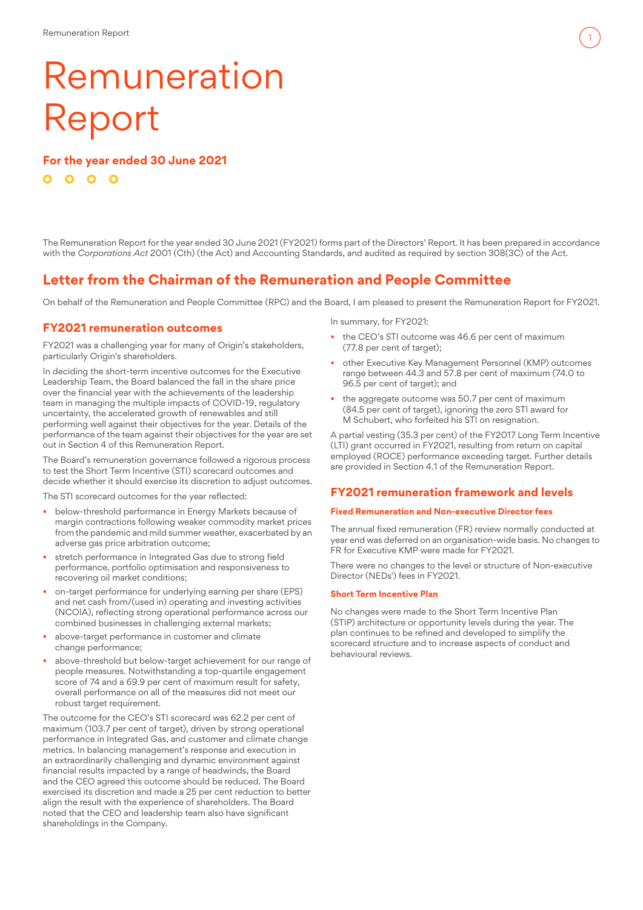# Remuneration Report

**For the year ended 30 June 2021**

The Remuneration Report for the year ended 30 June 2021 (FY2021) forms part of the Directors' Report. It has been prepared in accordance with the *Corporations Act* 2001 (Cth) (the Act) and Accounting Standards, and audited as required by section 308(3C) of the Act.

## Letter from the Chairman of the Remuneration and People Committee

On behalf of the Remuneration and People Committee (RPC) and the Board, I am pleased to present the Remuneration Report for FY2021.

### FY2021 remuneration outcomes

FY2021 was a challenging year for many of Origin's stakeholders, particularly Origin's shareholders.

In deciding the short-term incentive outcomes for the Executive Leadership Team, the Board balanced the fall in the share price over the financial year with the achievements of the leadership team in managing the multiple impacts of COVID-19, regulatory uncertainty, the accelerated growth of renewables and still performing well against their objectives for the year. Details of the performance of the team against their objectives for the year are set out in Section 4 of this Remuneration Report.

The Board's remuneration governance followed a rigorous process to test the Short Term Incentive (STI) scorecard outcomes and decide whether it should exercise its discretion to adjust outcomes.

The STI scorecard outcomes for the year reflected:

- below-threshold performance in Energy Markets because of margin contractions following weaker commodity market prices from the pandemic and mild summer weather, exacerbated by an adverse gas price arbitration outcome;
- stretch performance in Integrated Gas due to strong field performance, portfolio optimisation and responsiveness to recovering oil market conditions;
- on-target performance for underlying earning per share (EPS) and net cash from/(used in) operating and investing activities (NCOIA), reflecting strong operational performance across our combined businesses in challenging external markets;
- above-target performance in customer and climate change performance;
- above-threshold but below-target achievement for our range of people measures. Notwithstanding a top-quartile engagement score of 74 and a 69.9 per cent of maximum result for safety, overall performance on all of the measures did not meet our robust target requirement.

The outcome for the CEO's STI scorecard was 62.2 per cent of maximum (103.7 per cent of target), driven by strong operational performance in Integrated Gas, and customer and climate change metrics. In balancing management's response and execution in an extraordinarily challenging and dynamic environment against financial results impacted by a range of headwinds, the Board and the CEO agreed this outcome should be reduced. The Board exercised its discretion and made a 25 per cent reduction to better align the result with the experience of shareholders. The Board noted that the CEO and leadership team also have significant shareholdings in the Company.

In summary, for FY2021:

- the CEO's STI outcome was 46.6 per cent of maximum (77.8 per cent of target);
- other Executive Key Management Personnel (KMP) outcomes range between 44.3 and 57.8 per cent of maximum (74.0 to 96.5 per cent of target); and
- the aggregate outcome was 50.7 per cent of maximum (84.5 per cent of target), ignoring the zero STI award for M Schubert, who forfeited his STI on resignation.

A partial vesting (35.3 per cent) of the FY2017 Long Term Incentive (LTI) grant occurred in FY2021, resulting from return on capital employed (ROCE) performance exceeding target. Further details are provided in Section 4.1 of the Remuneration Report.

### FY2021 remuneration framework and levels

#### Fixed Remuneration and Non-executive Director fees

The annual fixed remuneration (FR) review normally conducted at year end was deferred on an organisation-wide basis. No changes to FR for Executive KMP were made for FY2021.

There were no changes to the level or structure of Non-executive Director (NEDs') fees in FY2021.

#### Short Term Incentive Plan

No changes were made to the Short Term Incentive Plan (STIP) architecture or opportunity levels during the year. The plan continues to be refined and developed to simplify the scorecard structure and to increase aspects of conduct and behavioural reviews.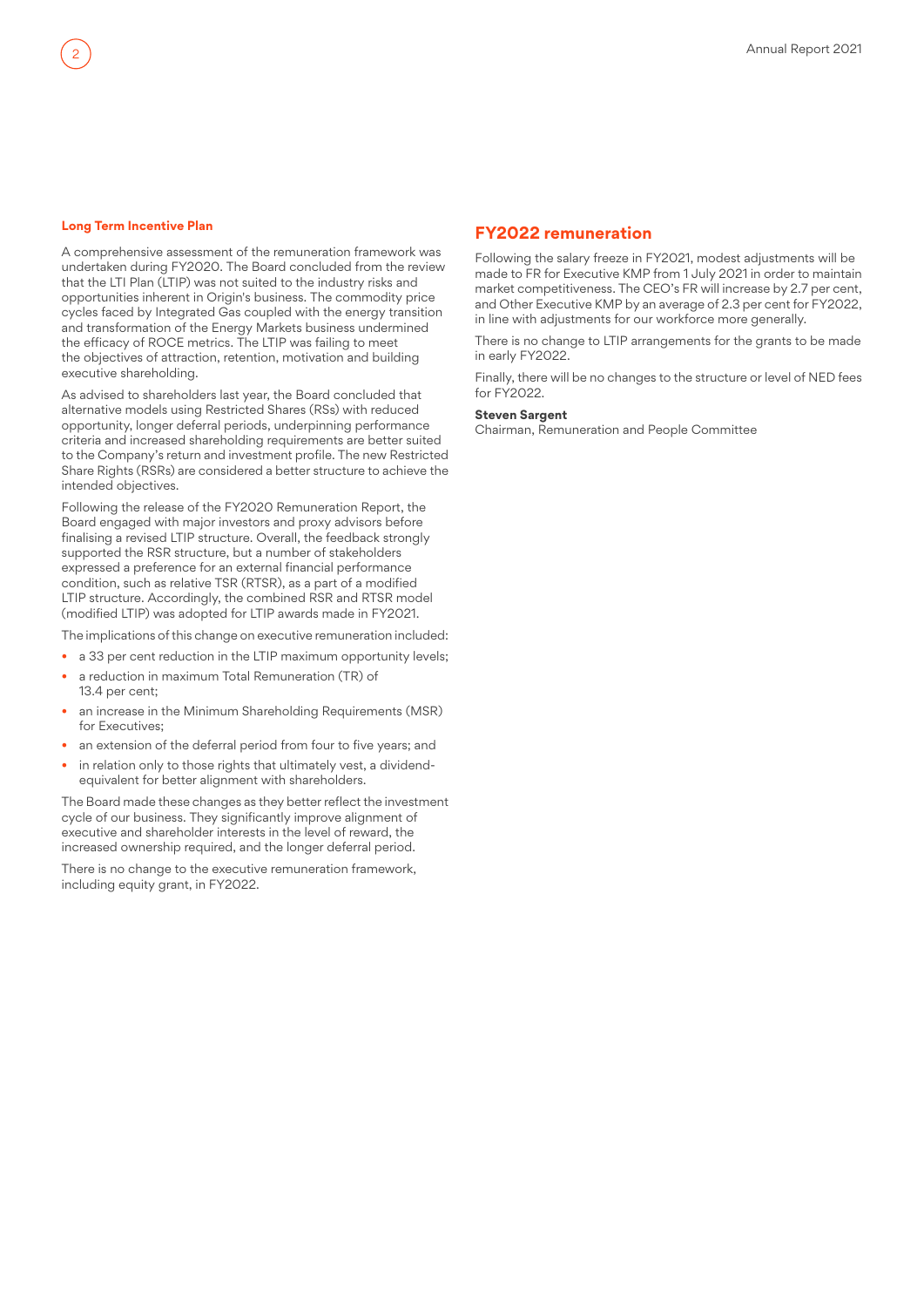### Long Term Incentive Plan

A comprehensive assessment of the remuneration framework was undertaken during FY2020. The Board concluded from the review that the LTI Plan (LTIP) was not suited to the industry risks and opportunities inherent in Origin's business. The commodity price cycles faced by Integrated Gas coupled with the energy transition and transformation of the Energy Markets business undermined the efficacy of ROCE metrics. The LTIP was failing to meet the objectives of attraction, retention, motivation and building executive shareholding.

As advised to shareholders last year, the Board concluded that alternative models using Restricted Shares (RSs) with reduced opportunity, longer deferral periods, underpinning performance criteria and increased shareholding requirements are better suited to the Company's return and investment profile. The new Restricted Share Rights (RSRs) are considered a better structure to achieve the intended objectives.

Following the release of the FY2020 Remuneration Report, the Board engaged with major investors and proxy advisors before finalising a revised LTIP structure. Overall, the feedback strongly supported the RSR structure, but a number of stakeholders expressed a preference for an external financial performance condition, such as relative TSR (RTSR), as a part of a modified LTIP structure. Accordingly, the combined RSR and RTSR model (modified LTIP) was adopted for LTIP awards made in FY2021.

The implications of this change on executive remuneration included:

- a 33 per cent reduction in the LTIP maximum opportunity levels;
- a reduction in maximum Total Remuneration (TR) of 13.4 per cent;
- an increase in the Minimum Shareholding Requirements (MSR) for Executives;
- an extension of the deferral period from four to five years; and
- in relation only to those rights that ultimately vest, a dividend-equivalent for better alignment with shareholders.

The Board made these changes as they better reflect the investment cycle of our business. They significantly improve alignment of executive and shareholder interests in the level of reward, the increased ownership required, and the longer deferral period.

There is no change to the executive remuneration framework, including equity grant, in FY2022.

## FY2022 remuneration

Following the salary freeze in FY2021, modest adjustments will be made to FR for Executive KMP from 1 July 2021 in order to maintain market competitiveness. The CEO's FR will increase by 2.7 per cent, and Other Executive KMP by an average of 2.3 per cent for FY2022, in line with adjustments for our workforce more generally.

There is no change to LTIP arrangements for the grants to be made in early FY2022.

Finally, there will be no changes to the structure or level of NED fees for FY2022.

**Steven Sargent**
Chairman, Remuneration and People Committee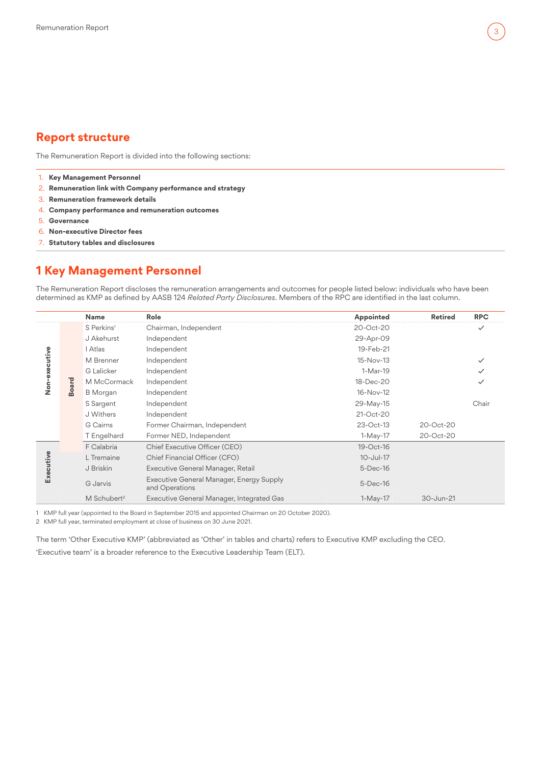## Report structure

The Remuneration Report is divided into the following sections:

1. **Key Management Personnel**
2. **Remuneration link with Company performance and strategy**
3. **Remuneration framework details**
4. **Company performance and remuneration outcomes**
5. **Governance**
6. **Non-executive Director fees**
7. **Statutory tables and disclosures**

## 1 Key Management Personnel

The Remuneration Report discloses the remuneration arrangements and outcomes for people listed below: individuals who have been determined as KMP as defined by AASB 124 *Related Party Disclosures*. Members of the RPC are identified in the last column.

| | | Name | Role | Appointed | Retired | RPC |
|---|---|---|---|---|---|---|
| Non-executive | Board | S Perkins[1] | Chairman, Independent | 20-Oct-20 | | ✓ |
| | | J Akehurst | Independent | 29-Apr-09 | | |
| | | I Atlas | Independent | 19-Feb-21 | | |
| | | M Brenner | Independent | 15-Nov-13 | | ✓ |
| | | G Lalicker | Independent | 1-Mar-19 | | ✓ |
| | | M McCormack | Independent | 18-Dec-20 | | ✓ |
| | | B Morgan | Independent | 16-Nov-12 | | |
| | | S Sargent | Independent | 29-May-15 | | Chair |
| | | J Withers | Independent | 21-Oct-20 | | |
| | | G Cairns | Former Chairman, Independent | 23-Oct-13 | 20-Oct-20 | |
| | | T Engelhard | Former NED, Independent | 1-May-17 | 20-Oct-20 | |
| Executive | Board | F Calabria | Chief Executive Officer (CEO) | 19-Oct-16 | | |
| | | L Tremaine | Chief Financial Officer (CFO) | 10-Jul-17 | | |
| | | J Briskin | Executive General Manager, Retail | 5-Dec-16 | | |
| | | G Jarvis | Executive General Manager, Energy Supply and Operations | 5-Dec-16 | | |
| | | M Schubert[2] | Executive General Manager, Integrated Gas | 1-May-17 | 30-Jun-21 | |

1 KMP full year (appointed to the Board in September 2015 and appointed Chairman on 20 October 2020).
2 KMP full year, terminated employment at close of business on 30 June 2021.

The term 'Other Executive KMP' (abbreviated as 'Other' in tables and charts) refers to Executive KMP excluding the CEO.

'Executive team' is a broader reference to the Executive Leadership Team (ELT).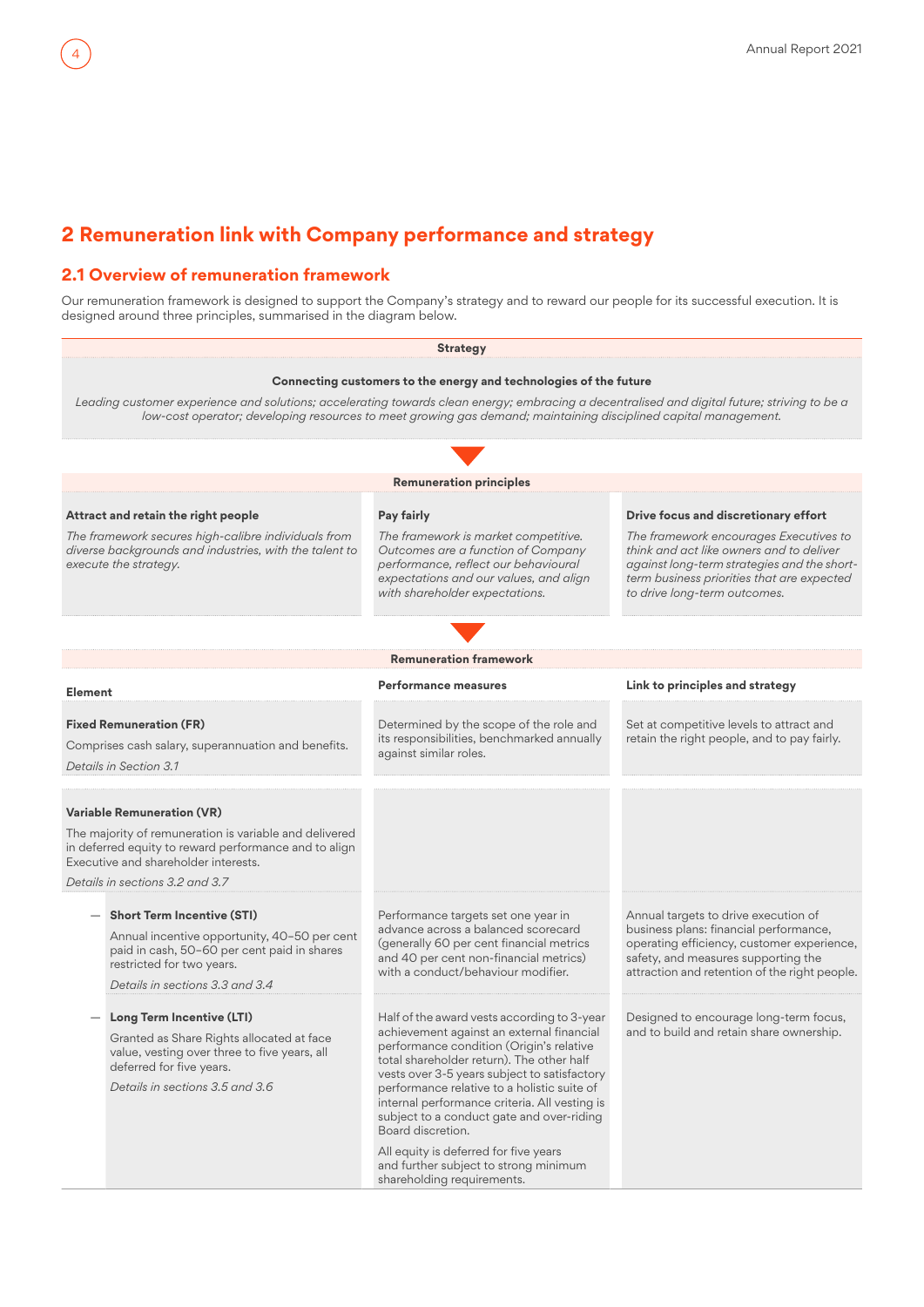## 2 Remuneration link with Company performance and strategy

### 2.1 Overview of remuneration framework

Our remuneration framework is designed to support the Company's strategy and to reward our people for its successful execution. It is designed around three principles, summarised in the diagram below.

**Strategy**

**Connecting customers to the energy and technologies of the future**

*Leading customer experience and solutions; accelerating towards clean energy; embracing a decentralised and digital future; striving to be a low-cost operator; developing resources to meet growing gas demand; maintaining disciplined capital management.*

**Remuneration principles**

| Attract and retain the right people | Pay fairly | Drive focus and discretionary effort |
|---|---|---|
| *The framework secures high-calibre individuals from diverse backgrounds and industries, with the talent to execute the strategy.* | *The framework is market competitive. Outcomes are a function of Company performance, reflect our behavioural expectations and our values, and align with shareholder expectations.* | *The framework encourages Executives to think and act like owners and to deliver against long-term strategies and the short-term business priorities that are expected to drive long-term outcomes.* |

**Remuneration framework**

| Element | Performance measures | Link to principles and strategy |
|---|---|---|
| **Fixed Remuneration (FR)**<br>Comprises cash salary, superannuation and benefits.<br>*Details in Section 3.1* | Determined by the scope of the role and its responsibilities, benchmarked annually against similar roles. | Set at competitive levels to attract and retain the right people, and to pay fairly. |
| **Variable Remuneration (VR)**<br>The majority of remuneration is variable and delivered in deferred equity to reward performance and to align Executive and shareholder interests.<br>*Details in sections 3.2 and 3.7* | | |
| — **Short Term Incentive (STI)**<br>Annual incentive opportunity, 40–50 per cent paid in cash, 50–60 per cent paid in shares restricted for two years.<br>*Details in sections 3.3 and 3.4* | Performance targets set one year in advance across a balanced scorecard (generally 60 per cent financial metrics and 40 per cent non-financial metrics) with a conduct/behaviour modifier. | Annual targets to drive execution of business plans: financial performance, operating efficiency, customer experience, safety, and measures supporting the attraction and retention of the right people. |
| — **Long Term Incentive (LTI)**<br>Granted as Share Rights allocated at face value, vesting over three to five years, all deferred for five years.<br>*Details in sections 3.5 and 3.6* | Half of the award vests according to 3-year achievement against an external financial performance condition (Origin's relative total shareholder return). The other half vests over 3-5 years subject to satisfactory performance relative to a holistic suite of internal performance criteria. All vesting is subject to a conduct gate and over-riding Board discretion.<br><br>All equity is deferred for five years and further subject to strong minimum shareholding requirements. | Designed to encourage long-term focus, and to build and retain share ownership. |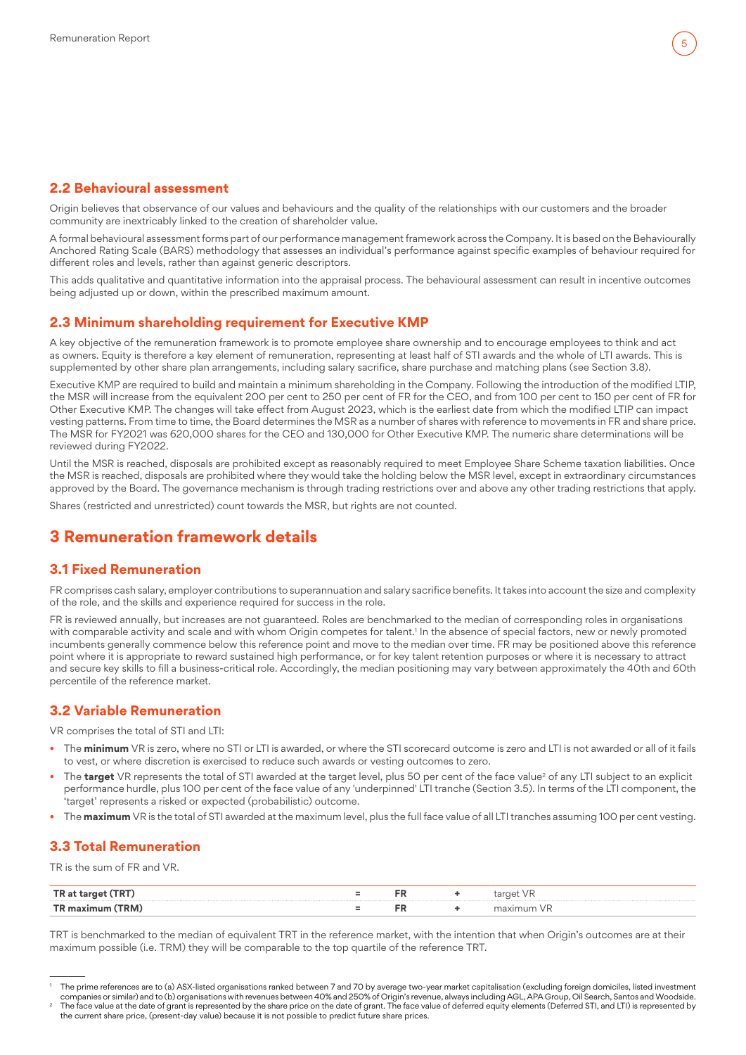## 2.2 Behavioural assessment

Origin believes that observance of our values and behaviours and the quality of the relationships with our customers and the broader community are inextricably linked to the creation of shareholder value.

A formal behavioural assessment forms part of our performance management framework across the Company. It is based on the Behaviourally Anchored Rating Scale (BARS) methodology that assesses an individual's performance against specific examples of behaviour required for different roles and levels, rather than against generic descriptors.

This adds qualitative and quantitative information into the appraisal process. The behavioural assessment can result in incentive outcomes being adjusted up or down, within the prescribed maximum amount.

## 2.3 Minimum shareholding requirement for Executive KMP

A key objective of the remuneration framework is to promote employee share ownership and to encourage employees to think and act as owners. Equity is therefore a key element of remuneration, representing at least half of STI awards and the whole of LTI awards. This is supplemented by other share plan arrangements, including salary sacrifice, share purchase and matching plans (see Section 3.8).

Executive KMP are required to build and maintain a minimum shareholding in the Company. Following the introduction of the modified LTIP, the MSR will increase from the equivalent 200 per cent to 250 per cent of FR for the CEO, and from 100 per cent to 150 per cent of FR for Other Executive KMP. The changes will take effect from August 2023, which is the earliest date from which the modified LTIP can impact vesting patterns. From time to time, the Board determines the MSR as a number of shares with reference to movements in FR and share price. The MSR for FY2021 was 620,000 shares for the CEO and 130,000 for Other Executive KMP. The numeric share determinations will be reviewed during FY2022.

Until the MSR is reached, disposals are prohibited except as reasonably required to meet Employee Share Scheme taxation liabilities. Once the MSR is reached, disposals are prohibited where they would take the holding below the MSR level, except in extraordinary circumstances approved by the Board. The governance mechanism is through trading restrictions over and above any other trading restrictions that apply.

Shares (restricted and unrestricted) count towards the MSR, but rights are not counted.

# 3 Remuneration framework details

## 3.1 Fixed Remuneration

FR comprises cash salary, employer contributions to superannuation and salary sacrifice benefits. It takes into account the size and complexity of the role, and the skills and experience required for success in the role.

FR is reviewed annually, but increases are not guaranteed. Roles are benchmarked to the median of corresponding roles in organisations with comparable activity and scale and with whom Origin competes for talent.[1] In the absence of special factors, new or newly promoted incumbents generally commence below this reference point and move to the median over time. FR may be positioned above this reference point where it is appropriate to reward sustained high performance, or for key talent retention purposes or where it is necessary to attract and secure key skills to fill a business-critical role. Accordingly, the median positioning may vary between approximately the 40th and 60th percentile of the reference market.

## 3.2 Variable Remuneration

VR comprises the total of STI and LTI:

- The **minimum** VR is zero, where no STI or LTI is awarded, or where the STI scorecard outcome is zero and LTI is not awarded or all of it fails to vest, or where discretion is exercised to reduce such awards or vesting outcomes to zero.
- The **target** VR represents the total of STI awarded at the target level, plus 50 per cent of the face value[2] of any LTI subject to an explicit performance hurdle, plus 100 per cent of the face value of any 'underpinned' LTI tranche (Section 3.5). In terms of the LTI component, the 'target' represents a risked or expected (probabilistic) outcome.
- The **maximum** VR is the total of STI awarded at the maximum level, plus the full face value of all LTI tranches assuming 100 per cent vesting.

## 3.3 Total Remuneration

TR is the sum of FR and VR.

| | | | | |
|---|---|---|---|---|
| **TR at target (TRT)** | = | **FR** | + | target VR |
| **TR maximum (TRM)** | = | **FR** | + | maximum VR |

TRT is benchmarked to the median of equivalent TRT in the reference market, with the intention that when Origin's outcomes are at their maximum possible (i.e. TRM) they will be comparable to the top quartile of the reference TRT.

---

[1] The prime references are to (a) ASX-listed organisations ranked between 7 and 70 by average two-year market capitalisation (excluding foreign domiciles, listed investment companies or similar) and to (b) organisations with revenues between 40% and 250% of Origin's revenue, always including AGL, APA Group, Oil Search, Santos and Woodside.

[2] The face value at the date of grant is represented by the share price on the date of grant. The face value of deferred equity elements (Deferred STI, and LTI) is represented by the current share price, (present-day value) because it is not possible to predict future share prices.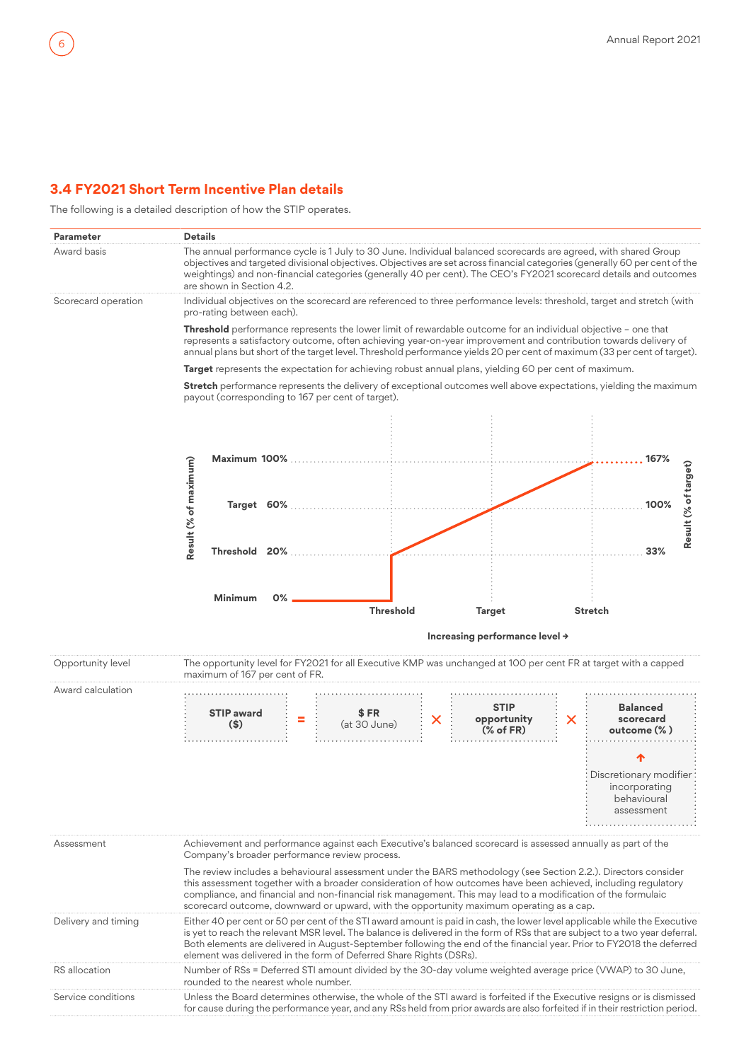## 3.4 FY2021 Short Term Incentive Plan details

The following is a detailed description of how the STIP operates.

| Parameter | Details |
|---|---|
| Award basis | The annual performance cycle is 1 July to 30 June. Individual balanced scorecards are agreed, with shared Group objectives and targeted divisional objectives. Objectives are set across financial categories (generally 60 per cent of the weightings) and non-financial categories (generally 40 per cent). The CEO's FY2021 scorecard details and outcomes are shown in Section 4.2. |
| Scorecard operation | Individual objectives on the scorecard are referenced to three performance levels: threshold, target and stretch (with pro-rating between each).<br><br>**Threshold** performance represents the lower limit of rewardable outcome for an individual objective – one that represents a satisfactory outcome, often achieving year-on-year improvement and contribution towards delivery of annual plans but short of the target level. Threshold performance yields 20 per cent of maximum (33 per cent of target).<br><br>**Target** represents the expectation for achieving robust annual plans, yielding 60 per cent of maximum.<br><br>**Stretch** performance represents the delivery of exceptional outcomes well above expectations, yielding the maximum payout (corresponding to 167 per cent of target). |

| Performance level | Result (% of maximum) | Result (% of target) |
|---|---|---|
| Below Threshold (Minimum) | 0% | |
| Threshold | 20% | 33% |
| Target | 60% | 100% |
| Stretch (Maximum) | 100% | 167% |

Increasing performance level →

| Parameter | Details |
|---|---|
| Opportunity level | The opportunity level for FY2021 for all Executive KMP was unchanged at 100 per cent FR at target with a capped maximum of 167 per cent of FR. |
| Award calculation | STIP award ($) = $ FR (at 30 June) × STIP opportunity (% of FR) × Balanced scorecard outcome (%)<br><br>↑ Discretionary modifier incorporating behavioural assessment (applied to Balanced scorecard outcome) |
| Assessment | Achievement and performance against each Executive's balanced scorecard is assessed annually as part of the Company's broader performance review process.<br><br>The review includes a behavioural assessment under the BARS methodology (see Section 2.2.). Directors consider this assessment together with a broader consideration of how outcomes have been achieved, including regulatory compliance, and financial and non-financial risk management. This may lead to a modification of the formulaic scorecard outcome, downward or upward, with the opportunity maximum operating as a cap. |
| Delivery and timing | Either 40 per cent or 50 per cent of the STI award amount is paid in cash, the lower level applicable while the Executive is yet to reach the relevant MSR level. The balance is delivered in the form of RSs that are subject to a two year deferral. Both elements are delivered in August-September following the end of the financial year. Prior to FY2018 the deferred element was delivered in the form of Deferred Share Rights (DSRs). |
| RS allocation | Number of RSs = Deferred STI amount divided by the 30-day volume weighted average price (VWAP) to 30 June, rounded to the nearest whole number. |
| Service conditions | Unless the Board determines otherwise, the whole of the STI award is forfeited if the Executive resigns or is dismissed for cause during the performance year, and any RSs held from prior awards are also forfeited if in their restriction period. |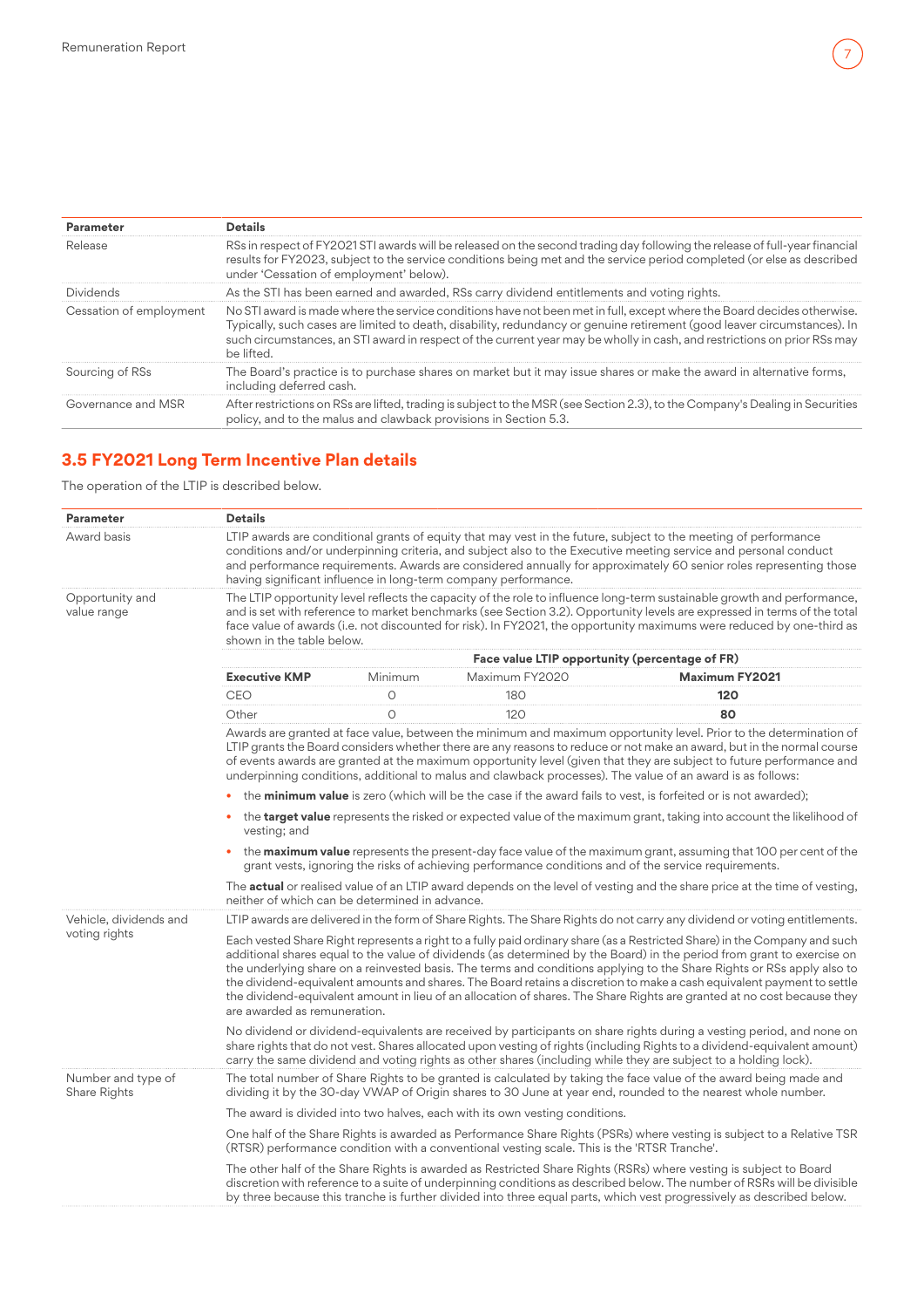| Parameter | Details |
|---|---|
| Release | RSs in respect of FY2021 STI awards will be released on the second trading day following the release of full-year financial results for FY2023, subject to the service conditions being met and the service period completed (or else as described under 'Cessation of employment' below). |
| Dividends | As the STI has been earned and awarded, RSs carry dividend entitlements and voting rights. |
| Cessation of employment | No STI award is made where the service conditions have not been met in full, except where the Board decides otherwise. Typically, such cases are limited to death, disability, redundancy or genuine retirement (good leaver circumstances). In such circumstances, an STI award in respect of the current year may be wholly in cash, and restrictions on prior RSs may be lifted. |
| Sourcing of RSs | The Board's practice is to purchase shares on market but it may issue shares or make the award in alternative forms, including deferred cash. |
| Governance and MSR | After restrictions on RSs are lifted, trading is subject to the MSR (see Section 2.3), to the Company's Dealing in Securities policy, and to the malus and clawback provisions in Section 5.3. |

## 3.5 FY2021 Long Term Incentive Plan details

The operation of the LTIP is described below.

| Parameter | Details |
|---|---|
| Award basis | LTIP awards are conditional grants of equity that may vest in the future, subject to the meeting of performance conditions and/or underpinning criteria, and subject also to the Executive meeting service and personal conduct and performance requirements. Awards are considered annually for approximately 60 senior roles representing those having significant influence in long-term company performance. |
| Opportunity and value range | The LTIP opportunity level reflects the capacity of the role to influence long-term sustainable growth and performance, and is set with reference to market benchmarks (see Section 3.2). Opportunity levels are expressed in terms of the total face value of awards (i.e. not discounted for risk). In FY2021, the opportunity maximums were reduced by one-third as shown in the table below. |

| Executive KMP | Minimum | Maximum FY2020 | **Maximum FY2021** |
|---|---|---|---|
| | Face value LTIP opportunity (percentage of FR) | | |
| CEO | 0 | 180 | **120** |
| Other | 0 | 120 | **80** |

Awards are granted at face value, between the minimum and maximum opportunity level. Prior to the determination of LTIP grants the Board considers whether there are any reasons to reduce or not make an award, but in the normal course of events awards are granted at the maximum opportunity level (given that they are subject to future performance and underpinning conditions, additional to malus and clawback processes). The value of an award is as follows:

- the **minimum value** is zero (which will be the case if the award fails to vest, is forfeited or is not awarded);
- the **target value** represents the risked or expected value of the maximum grant, taking into account the likelihood of vesting; and
- the **maximum value** represents the present-day face value of the maximum grant, assuming that 100 per cent of the grant vests, ignoring the risks of achieving performance conditions and of the service requirements.

The **actual** or realised value of an LTIP award depends on the level of vesting and the share price at the time of vesting, neither of which can be determined in advance.

| Parameter | Details |
|---|---|
| Vehicle, dividends and voting rights | LTIP awards are delivered in the form of Share Rights. The Share Rights do not carry any dividend or voting entitlements.<br><br>Each vested Share Right represents a right to a fully paid ordinary share (as a Restricted Share) in the Company and such additional shares equal to the value of dividends (as determined by the Board) in the period from grant to exercise on the underlying share on a reinvested basis. The terms and conditions applying to the Share Rights or RSs apply also to the dividend-equivalent amounts and shares. The Board retains a discretion to make a cash equivalent payment to settle the dividend-equivalent amount in lieu of an allocation of shares. The Share Rights are granted at no cost because they are awarded as remuneration.<br><br>No dividend or dividend-equivalents are received by participants on share rights during a vesting period, and none on share rights that do not vest. Shares allocated upon vesting of rights (including Rights to a dividend-equivalent amount) carry the same dividend and voting rights as other shares (including while they are subject to a holding lock). |
| Number and type of Share Rights | The total number of Share Rights to be granted is calculated by taking the face value of the award being made and dividing it by the 30-day VWAP of Origin shares to 30 June at year end, rounded to the nearest whole number.<br><br>The award is divided into two halves, each with its own vesting conditions.<br><br>One half of the Share Rights is awarded as Performance Share Rights (PSRs) where vesting is subject to a Relative TSR (RTSR) performance condition with a conventional vesting scale. This is the 'RTSR Tranche'.<br><br>The other half of the Share Rights is awarded as Restricted Share Rights (RSRs) where vesting is subject to Board discretion with reference to a suite of underpinning conditions as described below. The number of RSRs will be divisible by three because this tranche is further divided into three equal parts, which vest progressively as described below. |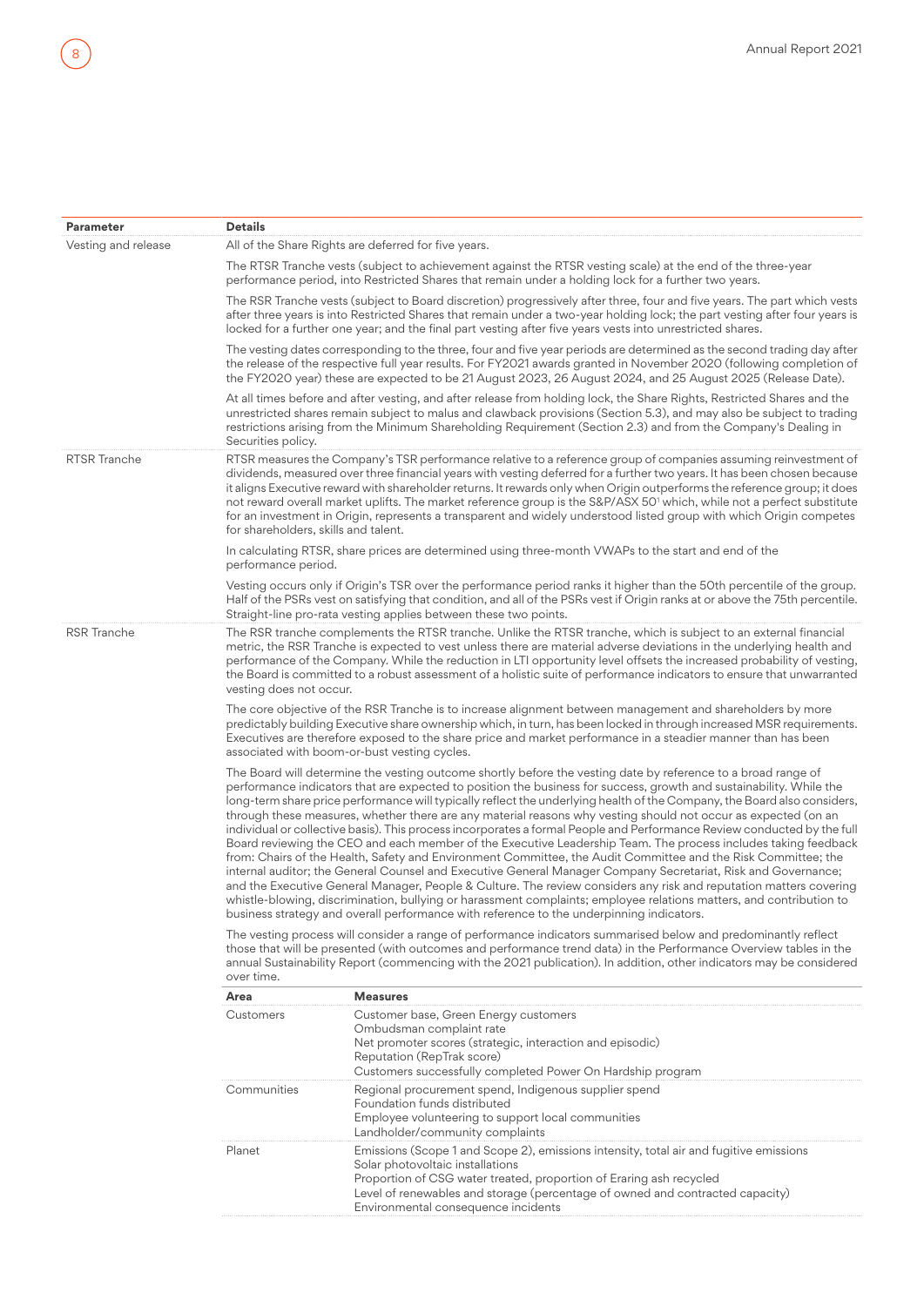| Parameter | Details |
|---|---|
| Vesting and release | All of the Share Rights are deferred for five years.<br><br>The RTSR Tranche vests (subject to achievement against the RTSR vesting scale) at the end of the three-year performance period, into Restricted Shares that remain under a holding lock for a further two years.<br><br>The RSR Tranche vests (subject to Board discretion) progressively after three, four and five years. The part which vests after three years is into Restricted Shares that remain under a two-year holding lock; the part vesting after four years is locked for a further one year; and the final part vesting after five years vests into unrestricted shares.<br><br>The vesting dates corresponding to the three, four and five year periods are determined as the second trading day after the release of the respective full year results. For FY2021 awards granted in November 2020 (following completion of the FY2020 year) these are expected to be 21 August 2023, 26 August 2024, and 25 August 2025 (Release Date).<br><br>At all times before and after vesting, and after release from holding lock, the Share Rights, Restricted Shares and the unrestricted shares remain subject to malus and clawback provisions (Section 5.3), and may also be subject to trading restrictions arising from the Minimum Shareholding Requirement (Section 2.3) and from the Company's Dealing in Securities policy. |
| RTSR Tranche | RTSR measures the Company's TSR performance relative to a reference group of companies assuming reinvestment of dividends, measured over three financial years with vesting deferred for a further two years. It has been chosen because it aligns Executive reward with shareholder returns. It rewards only when Origin outperforms the reference group; it does not reward overall market uplifts. The market reference group is the S&P/ASX 50[1] which, while not a perfect substitute for an investment in Origin, represents a transparent and widely understood listed group with which Origin competes for shareholders, skills and talent.<br><br>In calculating RTSR, share prices are determined using three-month VWAPs to the start and end of the performance period.<br><br>Vesting occurs only if Origin's TSR over the performance period ranks it higher than the 50th percentile of the group. Half of the PSRs vest on satisfying that condition, and all of the PSRs vest if Origin ranks at or above the 75th percentile. Straight-line pro-rata vesting applies between these two points. |
| RSR Tranche | The RSR tranche complements the RTSR tranche. Unlike the RTSR tranche, which is subject to an external financial metric, the RSR Tranche is expected to vest unless there are material adverse deviations in the underlying health and performance of the Company. While the reduction in LTI opportunity level offsets the increased probability of vesting, the Board is committed to a robust assessment of a holistic suite of performance indicators to ensure that unwarranted vesting does not occur.<br><br>The core objective of the RSR Tranche is to increase alignment between management and shareholders by more predictably building Executive share ownership which, in turn, has been locked in through increased MSR requirements. Executives are therefore exposed to the share price and market performance in a steadier manner than has been associated with boom-or-bust vesting cycles.<br><br>The Board will determine the vesting outcome shortly before the vesting date by reference to a broad range of performance indicators that are expected to position the business for success, growth and sustainability. While the long-term share price performance will typically reflect the underlying health of the Company, the Board also considers, through these measures, whether there are any material reasons why vesting should not occur as expected (on an individual or collective basis). This process incorporates a formal People and Performance Review conducted by the full Board reviewing the CEO and each member of the Executive Leadership Team. The process includes taking feedback from: Chairs of the Health, Safety and Environment Committee, the Audit Committee and the Risk Committee; the internal auditor; the General Counsel and Executive General Manager Company Secretariat, Risk and Governance; and the Executive General Manager, People & Culture. The review considers any risk and reputation matters covering whistle-blowing, discrimination, bullying or harassment complaints; employee relations matters, and contribution to business strategy and overall performance with reference to the underpinning indicators.<br><br>The vesting process will consider a range of performance indicators summarised below and predominantly reflect those that will be presented (with outcomes and performance trend data) in the Performance Overview tables in the annual Sustainability Report (commencing with the 2021 publication). In addition, other indicators may be considered over time. |

| Area | Measures |
|---|---|
| Customers | Customer base, Green Energy customers<br>Ombudsman complaint rate<br>Net promoter scores (strategic, interaction and episodic)<br>Reputation (RepTrak score)<br>Customers successfully completed Power On Hardship program |
| Communities | Regional procurement spend, Indigenous supplier spend<br>Foundation funds distributed<br>Employee volunteering to support local communities<br>Landholder/community complaints |
| Planet | Emissions (Scope 1 and Scope 2), emissions intensity, total air and fugitive emissions<br>Solar photovoltaic installations<br>Proportion of CSG water treated, proportion of Eraring ash recycled<br>Level of renewables and storage (percentage of owned and contracted capacity)<br>Environmental consequence incidents |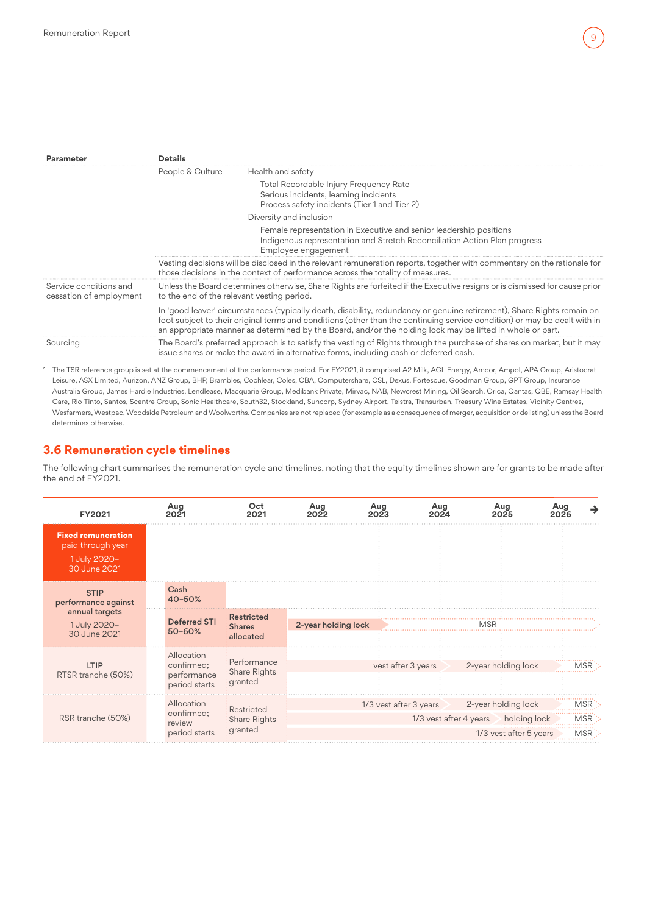| Parameter | Details | |
|---|---|---|
| | People & Culture | Health and safety<br>Total Recordable Injury Frequency Rate<br>Serious incidents, learning incidents<br>Process safety incidents (Tier 1 and Tier 2)<br>Diversity and inclusion<br>Female representation in Executive and senior leadership positions<br>Indigenous representation and Stretch Reconciliation Action Plan progress<br>Employee engagement |
| | Vesting decisions will be disclosed in the relevant remuneration reports, together with commentary on the rationale for those decisions in the context of performance across the totality of measures. | |
| Service conditions and cessation of employment | Unless the Board determines otherwise, Share Rights are forfeited if the Executive resigns or is dismissed for cause prior to the end of the relevant vesting period.<br><br>In 'good leaver' circumstances (typically death, disability, redundancy or genuine retirement), Share Rights remain on foot subject to their original terms and conditions (other than the continuing service condition) or may be dealt with in an appropriate manner as determined by the Board, and/or the holding lock may be lifted in whole or part. | |
| Sourcing | The Board's preferred approach is to satisfy the vesting of Rights through the purchase of shares on market, but it may issue shares or make the award in alternative forms, including cash or deferred cash. | |

1 The TSR reference group is set at the commencement of the performance period. For FY2021, it comprised A2 Milk, AGL Energy, Amcor, Ampol, APA Group, Aristocrat Leisure, ASX Limited, Aurizon, ANZ Group, BHP, Brambles, Cochlear, Coles, CBA, Computershare, CSL, Dexus, Fortescue, Goodman Group, GPT Group, Insurance Australia Group, James Hardie Industries, Lendlease, Macquarie Group, Medibank Private, Mirvac, NAB, Newcrest Mining, Oil Search, Orica, Qantas, QBE, Ramsay Health Care, Rio Tinto, Santos, Scentre Group, Sonic Healthcare, South32, Stockland, Suncorp, Sydney Airport, Telstra, Transurban, Treasury Wine Estates, Vicinity Centres, Wesfarmers, Westpac, Woodside Petroleum and Woolworths. Companies are not replaced (for example as a consequence of merger, acquisition or delisting) unless the Board determines otherwise.

## 3.6 Remuneration cycle timelines

The following chart summarises the remuneration cycle and timelines, noting that the equity timelines shown are for grants to be made after the end of FY2021.

| FY2021 | Aug 2021 | Oct 2021 | Aug 2022 | Aug 2023 | Aug 2024 | Aug 2025 | Aug 2026 → |
|---|---|---|---|---|---|---|---|
| **Fixed remuneration** paid through year<br>1 July 2020–30 June 2021 | | | | | | | |
| **STIP** performance against annual targets<br>1 July 2020–30 June 2021 | **Cash 40–50%** | | | | | | |
| | **Deferred STI 50–60%** | **Restricted Shares allocated** | **2-year holding lock** | | MSR | | |
| **LTIP** RTSR tranche (50%) | Allocation confirmed; performance period starts | Performance Share Rights granted | vest after 3 years | | 2-year holding lock | | MSR |
| RSR tranche (50%) | Allocation confirmed; review period starts | Restricted Share Rights granted | 1/3 vest after 3 years | | 2-year holding lock | | MSR |
| | | | | 1/3 vest after 4 years | | holding lock | MSR |
| | | | | | 1/3 vest after 5 years | | MSR |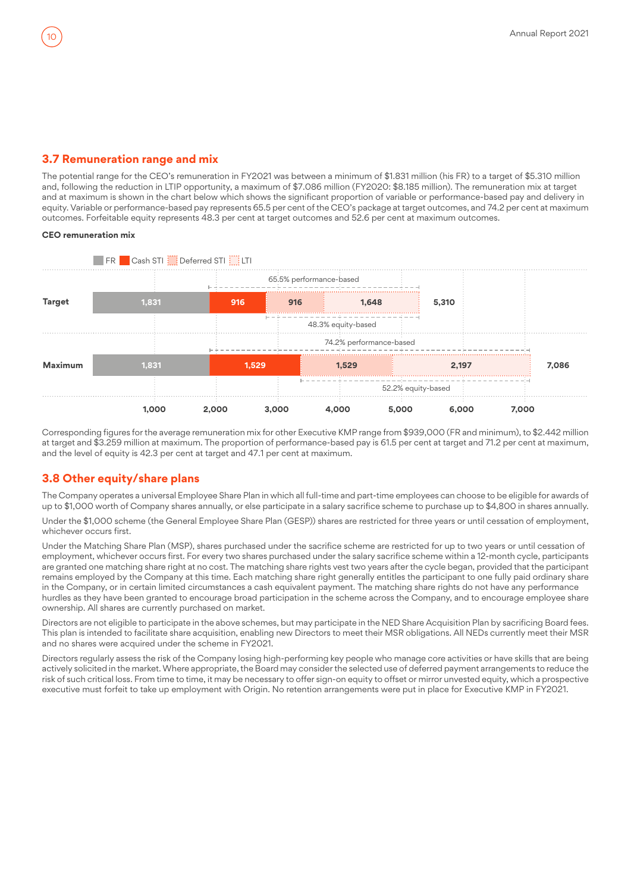## 3.7 Remuneration range and mix

The potential range for the CEO's remuneration in FY2021 was between a minimum of $1.831 million (his FR) to a target of $5.310 million and, following the reduction in LTIP opportunity, a maximum of $7.086 million (FY2020: $8.185 million). The remuneration mix at target and at maximum is shown in the chart below which shows the significant proportion of variable or performance-based pay and delivery in equity. Variable or performance-based pay represents 65.5 per cent of the CEO's package at target outcomes, and 74.2 per cent at maximum outcomes. Forfeitable equity represents 48.3 per cent at target outcomes and 52.6 per cent at maximum outcomes.

**CEO remuneration mix**

| | FR | Cash STI | Deferred STI | LTI | Total | Performance-based | Equity-based |
|---|---|---|---|---|---|---|---|
| Target | 1,831 | 916 | 916 | 1,648 | 5,310 | 65.5% | 48.3% |
| Maximum | 1,831 | 1,529 | 1,529 | 2,197 | 7,086 | 74.2% | 52.2% |

Corresponding figures for the average remuneration mix for other Executive KMP range from $939,000 (FR and minimum), to $2.442 million at target and $3.259 million at maximum. The proportion of performance-based pay is 61.5 per cent at target and 71.2 per cent at maximum, and the level of equity is 42.3 per cent at target and 47.1 per cent at maximum.

## 3.8 Other equity/share plans

The Company operates a universal Employee Share Plan in which all full-time and part-time employees can choose to be eligible for awards of up to $1,000 worth of Company shares annually, or else participate in a salary sacrifice scheme to purchase up to $4,800 in shares annually.

Under the $1,000 scheme (the General Employee Share Plan (GESP)) shares are restricted for three years or until cessation of employment, whichever occurs first.

Under the Matching Share Plan (MSP), shares purchased under the sacrifice scheme are restricted for up to two years or until cessation of employment, whichever occurs first. For every two shares purchased under the salary sacrifice scheme within a 12-month cycle, participants are granted one matching share right at no cost. The matching share rights vest two years after the cycle began, provided that the participant remains employed by the Company at this time. Each matching share right generally entitles the participant to one fully paid ordinary share in the Company, or in certain limited circumstances a cash equivalent payment. The matching share rights do not have any performance hurdles as they have been granted to encourage broad participation in the scheme across the Company, and to encourage employee share ownership. All shares are currently purchased on market.

Directors are not eligible to participate in the above schemes, but may participate in the NED Share Acquisition Plan by sacrificing Board fees. This plan is intended to facilitate share acquisition, enabling new Directors to meet their MSR obligations. All NEDs currently meet their MSR and no shares were acquired under the scheme in FY2021.

Directors regularly assess the risk of the Company losing high-performing key people who manage core activities or have skills that are being actively solicited in the market. Where appropriate, the Board may consider the selected use of deferred payment arrangements to reduce the risk of such critical loss. From time to time, it may be necessary to offer sign-on equity to offset or mirror unvested equity, which a prospective executive must forfeit to take up employment with Origin. No retention arrangements were put in place for Executive KMP in FY2021.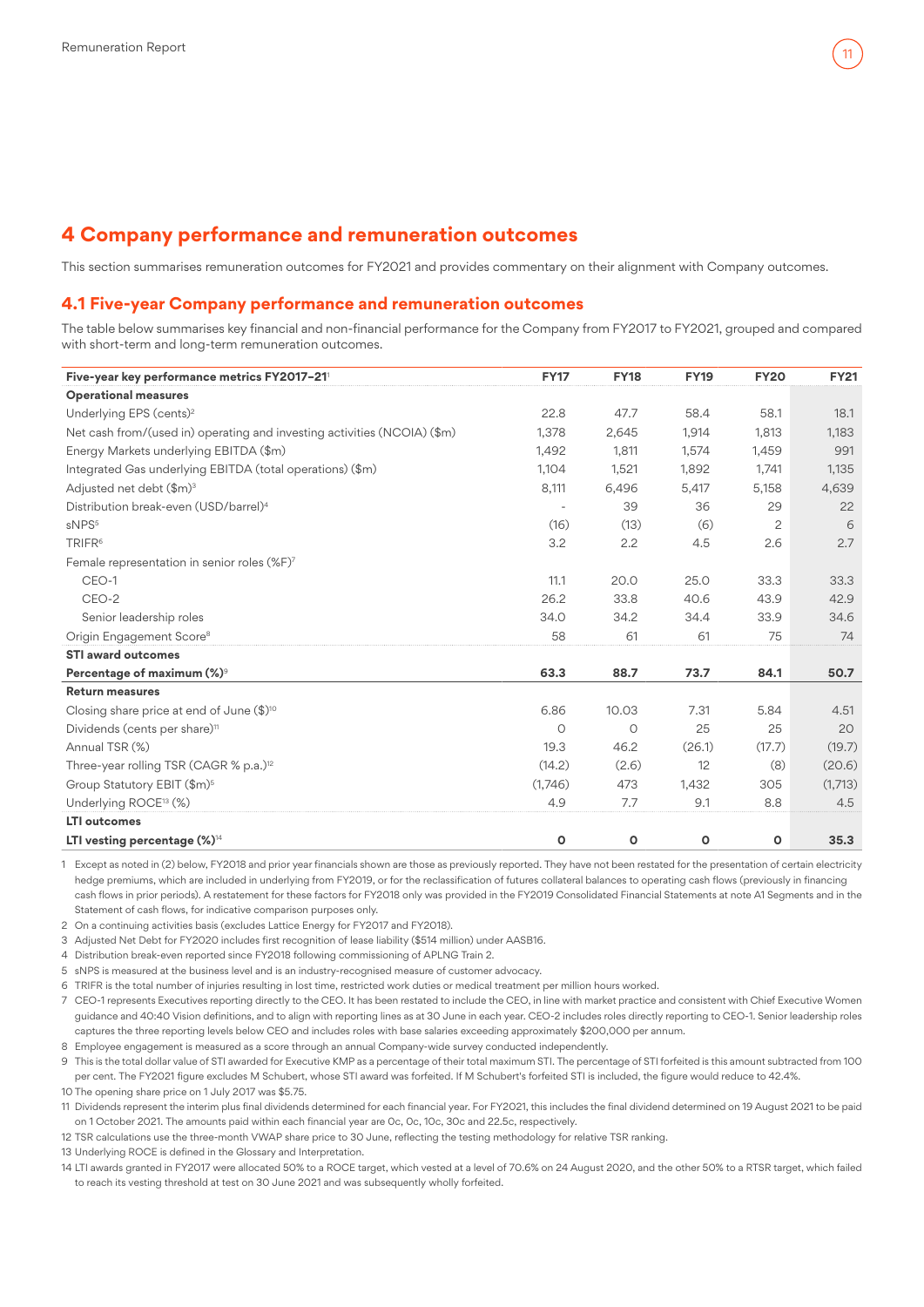## 4 Company performance and remuneration outcomes

This section summarises remuneration outcomes for FY2021 and provides commentary on their alignment with Company outcomes.

### 4.1 Five-year Company performance and remuneration outcomes

The table below summarises key financial and non-financial performance for the Company from FY2017 to FY2021, grouped and compared with short-term and long-term remuneration outcomes.

| Five-year key performance metrics FY2017–21[1] | FY17 | FY18 | FY19 | FY20 | FY21 |
|---|---|---|---|---|---|
| **Operational measures** | | | | | |
| Underlying EPS (cents)[2] | 22.8 | 47.7 | 58.4 | 58.1 | 18.1 |
| Net cash from/(used in) operating and investing activities (NCOIA) ($m) | 1,378 | 2,645 | 1,914 | 1,813 | 1,183 |
| Energy Markets underlying EBITDA ($m) | 1,492 | 1,811 | 1,574 | 1,459 | 991 |
| Integrated Gas underlying EBITDA (total operations) ($m) | 1,104 | 1,521 | 1,892 | 1,741 | 1,135 |
| Adjusted net debt ($m)[3] | 8,111 | 6,496 | 5,417 | 5,158 | 4,639 |
| Distribution break-even (USD/barrel)[4] | - | 39 | 36 | 29 | 22 |
| sNPS[5] | (16) | (13) | (6) | 2 | 6 |
| TRIFR[6] | 3.2 | 2.2 | 4.5 | 2.6 | 2.7 |
| Female representation in senior roles (%F)[7] | | | | | |
| CEO-1 | 11.1 | 20.0 | 25.0 | 33.3 | 33.3 |
| CEO-2 | 26.2 | 33.8 | 40.6 | 43.9 | 42.9 |
| Senior leadership roles | 34.0 | 34.2 | 34.4 | 33.9 | 34.6 |
| Origin Engagement Score[8] | 58 | 61 | 61 | 75 | 74 |
| **STI award outcomes** | | | | | |
| **Percentage of maximum (%)**[9] | **63.3** | **88.7** | **73.7** | **84.1** | **50.7** |
| **Return measures** | | | | | |
| Closing share price at end of June ($)[10] | 6.86 | 10.03 | 7.31 | 5.84 | 4.51 |
| Dividends (cents per share)[11] | 0 | 0 | 25 | 25 | 20 |
| Annual TSR (%) | 19.3 | 46.2 | (26.1) | (17.7) | (19.7) |
| Three-year rolling TSR (CAGR % p.a.)[12] | (14.2) | (2.6) | 12 | (8) | (20.6) |
| Group Statutory EBIT ($m)[5] | (1,746) | 473 | 1,432 | 305 | (1,713) |
| Underlying ROCE[13] (%) | 4.9 | 7.7 | 9.1 | 8.8 | 4.5 |
| **LTI outcomes** | | | | | |
| **LTI vesting percentage (%)**[14] | **0** | **0** | **0** | **0** | **35.3** |

1 Except as noted in (2) below, FY2018 and prior year financials shown are those as previously reported. They have not been restated for the presentation of certain electricity hedge premiums, which are included in underlying from FY2019, or for the reclassification of futures collateral balances to operating cash flows (previously in financing cash flows in prior periods). A restatement for these factors for FY2018 only was provided in the FY2019 Consolidated Financial Statements at note A1 Segments and in the Statement of cash flows, for indicative comparison purposes only.

2 On a continuing activities basis (excludes Lattice Energy for FY2017 and FY2018).

3 Adjusted Net Debt for FY2020 includes first recognition of lease liability ($514 million) under AASB16.

4 Distribution break-even reported since FY2018 following commissioning of APLNG Train 2.

5 sNPS is measured at the business level and is an industry-recognised measure of customer advocacy.

6 TRIFR is the total number of injuries resulting in lost time, restricted work duties or medical treatment per million hours worked.

7 CEO-1 represents Executives reporting directly to the CEO. It has been restated to include the CEO, in line with market practice and consistent with Chief Executive Women guidance and 40:40 Vision definitions, and to align with reporting lines as at 30 June in each year. CEO-2 includes roles directly reporting to CEO-1. Senior leadership roles captures the three reporting levels below CEO and includes roles with base salaries exceeding approximately $200,000 per annum.

8 Employee engagement is measured as a score through an annual Company-wide survey conducted independently.

9 This is the total dollar value of STI awarded for Executive KMP as a percentage of their total maximum STI. The percentage of STI forfeited is this amount subtracted from 100 per cent. The FY2021 figure excludes M Schubert, whose STI award was forfeited. If M Schubert's forfeited STI is included, the figure would reduce to 42.4%.

10 The opening share price on 1 July 2017 was $5.75.

11 Dividends represent the interim plus final dividends determined for each financial year. For FY2021, this includes the final dividend determined on 19 August 2021 to be paid on 1 October 2021. The amounts paid within each financial year are 0c, 0c, 10c, 30c and 22.5c, respectively.

12 TSR calculations use the three-month VWAP share price to 30 June, reflecting the testing methodology for relative TSR ranking.

13 Underlying ROCE is defined in the Glossary and Interpretation.

14 LTI awards granted in FY2017 were allocated 50% to a ROCE target, which vested at a level of 70.6% on 24 August 2020, and the other 50% to a RTSR target, which failed to reach its vesting threshold at test on 30 June 2021 and was subsequently wholly forfeited.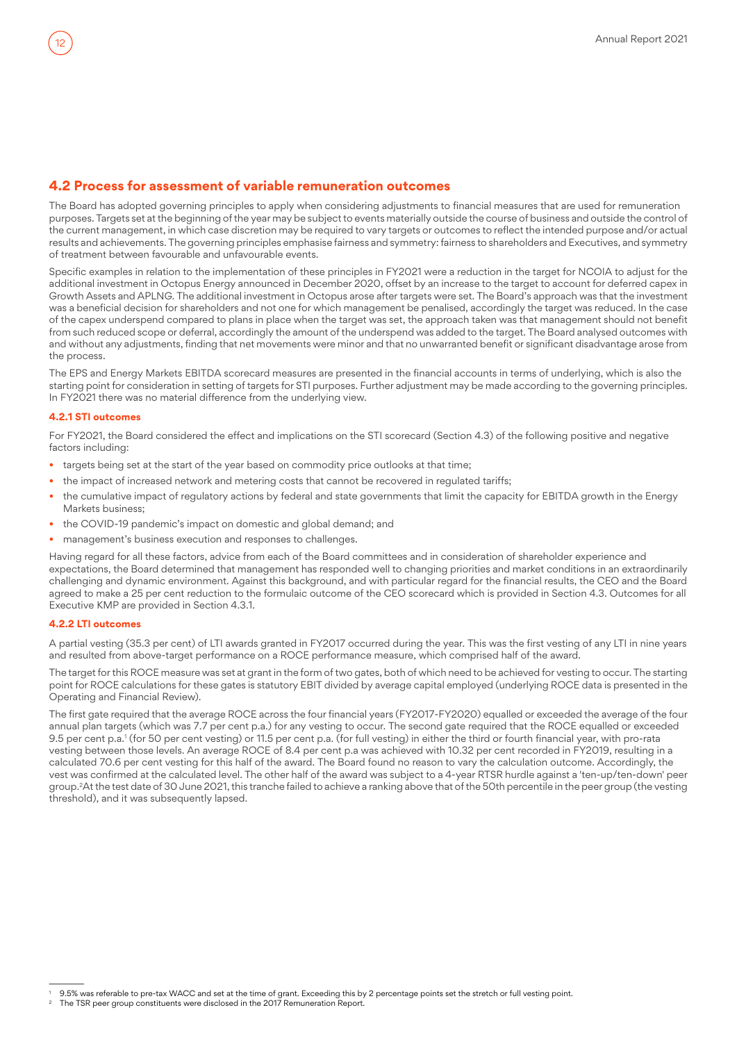## 4.2 Process for assessment of variable remuneration outcomes

The Board has adopted governing principles to apply when considering adjustments to financial measures that are used for remuneration purposes. Targets set at the beginning of the year may be subject to events materially outside the course of business and outside the control of the current management, in which case discretion may be required to vary targets or outcomes to reflect the intended purpose and/or actual results and achievements. The governing principles emphasise fairness and symmetry: fairness to shareholders and Executives, and symmetry of treatment between favourable and unfavourable events.

Specific examples in relation to the implementation of these principles in FY2021 were a reduction in the target for NCOIA to adjust for the additional investment in Octopus Energy announced in December 2020, offset by an increase to the target to account for deferred capex in Growth Assets and APLNG. The additional investment in Octopus arose after targets were set. The Board's approach was that the investment was a beneficial decision for shareholders and not one for which management be penalised, accordingly the target was reduced. In the case of the capex underspend compared to plans in place when the target was set, the approach taken was that management should not benefit from such reduced scope or deferral, accordingly the amount of the underspend was added to the target. The Board analysed outcomes with and without any adjustments, finding that net movements were minor and that no unwarranted benefit or significant disadvantage arose from the process.

The EPS and Energy Markets EBITDA scorecard measures are presented in the financial accounts in terms of underlying, which is also the starting point for consideration in setting of targets for STI purposes. Further adjustment may be made according to the governing principles. In FY2021 there was no material difference from the underlying view.

### 4.2.1 STI outcomes

For FY2021, the Board considered the effect and implications on the STI scorecard (Section 4.3) of the following positive and negative factors including:

- targets being set at the start of the year based on commodity price outlooks at that time;
- the impact of increased network and metering costs that cannot be recovered in regulated tariffs;
- the cumulative impact of regulatory actions by federal and state governments that limit the capacity for EBITDA growth in the Energy Markets business;
- the COVID-19 pandemic's impact on domestic and global demand; and
- management's business execution and responses to challenges.

Having regard for all these factors, advice from each of the Board committees and in consideration of shareholder experience and expectations, the Board determined that management has responded well to changing priorities and market conditions in an extraordinarily challenging and dynamic environment. Against this background, and with particular regard for the financial results, the CEO and the Board agreed to make a 25 per cent reduction to the formulaic outcome of the CEO scorecard which is provided in Section 4.3. Outcomes for all Executive KMP are provided in Section 4.3.1.

### 4.2.2 LTI outcomes

A partial vesting (35.3 per cent) of LTI awards granted in FY2017 occurred during the year. This was the first vesting of any LTI in nine years and resulted from above-target performance on a ROCE performance measure, which comprised half of the award.

The target for this ROCE measure was set at grant in the form of two gates, both of which need to be achieved for vesting to occur. The starting point for ROCE calculations for these gates is statutory EBIT divided by average capital employed (underlying ROCE data is presented in the Operating and Financial Review).

The first gate required that the average ROCE across the four financial years (FY2017-FY2020) equalled or exceeded the average of the four annual plan targets (which was 7.7 per cent p.a.) for any vesting to occur. The second gate required that the ROCE equalled or exceeded 9.5 per cent p.a.[1] (for 50 per cent vesting) or 11.5 per cent p.a. (for full vesting) in either the third or fourth financial year, with pro-rata vesting between those levels. An average ROCE of 8.4 per cent p.a was achieved with 10.32 per cent recorded in FY2019, resulting in a calculated 70.6 per cent vesting for this half of the award. The Board found no reason to vary the calculation outcome. Accordingly, the vest was confirmed at the calculated level. The other half of the award was subject to a 4-year RTSR hurdle against a 'ten-up/ten-down' peer group.[2] At the test date of 30 June 2021, this tranche failed to achieve a ranking above that of the 50th percentile in the peer group (the vesting threshold), and it was subsequently lapsed.

---

[1] 9.5% was referable to pre-tax WACC and set at the time of grant. Exceeding this by 2 percentage points set the stretch or full vesting point.

[2] The TSR peer group constituents were disclosed in the 2017 Remuneration Report.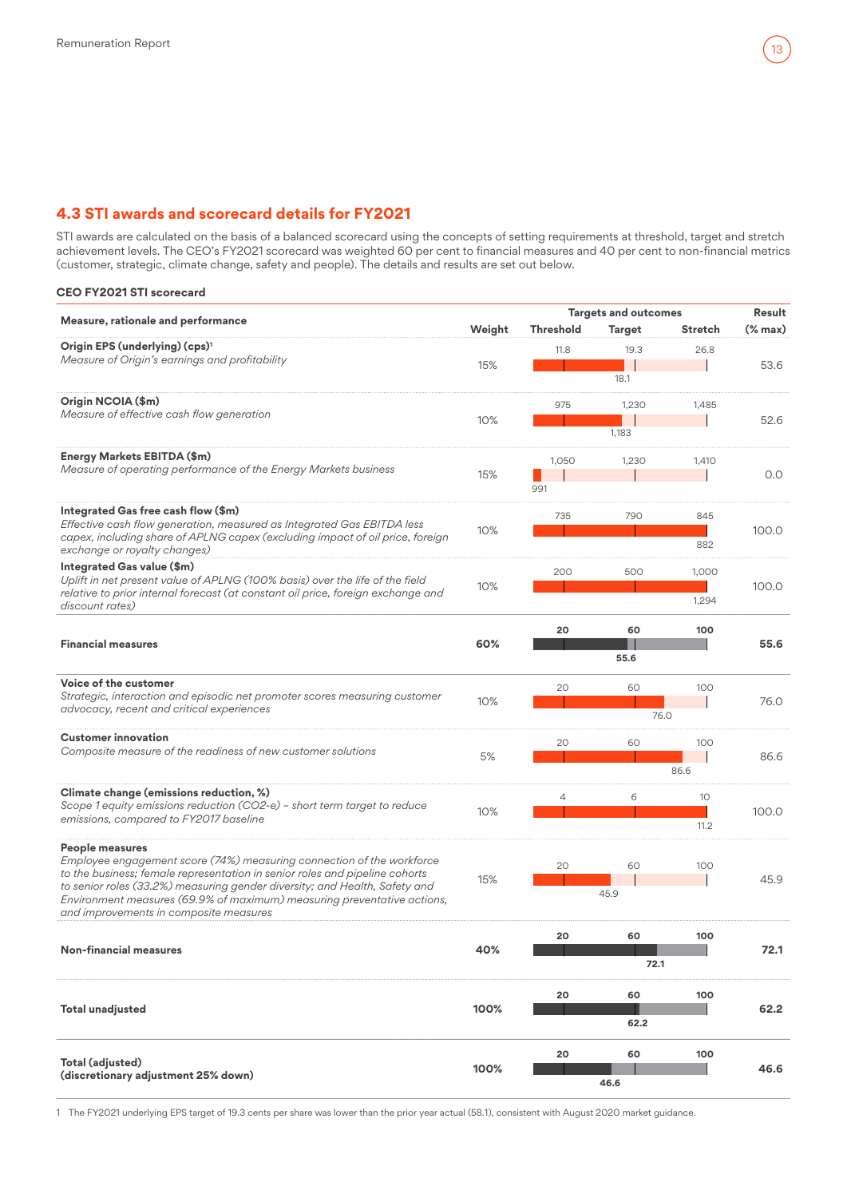## 4.3 STI awards and scorecard details for FY2021

STI awards are calculated on the basis of a balanced scorecard using the concepts of setting requirements at threshold, target and stretch achievement levels. The CEO's FY2021 scorecard was weighted 60 per cent to financial measures and 40 per cent to non-financial metrics (customer, strategic, climate change, safety and people). The details and results are set out below.

**CEO FY2021 STI scorecard**

| Measure, rationale and performance | Weight | Targets and outcomes | | | | Result |
|---|---|---|---|---|---|---|
| | | Threshold | Target | Stretch | Outcome | (% max) |
| **Origin EPS (underlying) (cps)**[1]<br>*Measure of Origin's earnings and profitability* | 15% | 11.8 | 19.3 | 26.8 | 18.1 | 53.6 |
| **Origin NCOIA ($m)**<br>*Measure of effective cash flow generation* | 10% | 975 | 1,230 | 1,485 | 1,183 | 52.6 |
| **Energy Markets EBITDA ($m)**<br>*Measure of operating performance of the Energy Markets business* | 15% | 1,050 | 1,230 | 1,410 | 991 | 0.0 |
| **Integrated Gas free cash flow ($m)**<br>*Effective cash flow generation, measured as Integrated Gas EBITDA less capex, including share of APLNG capex (excluding impact of oil price, foreign exchange or royalty changes)* | 10% | 735 | 790 | 845 | 882 | 100.0 |
| **Integrated Gas value ($m)**<br>*Uplift in net present value of APLNG (100% basis) over the life of the field relative to prior internal forecast (at constant oil price, foreign exchange and discount rates)* | 10% | 200 | 500 | 1,000 | 1,294 | 100.0 |
| **Financial measures** | **60%** | **20** | **60** | **100** | **55.6** | **55.6** |
| **Voice of the customer**<br>*Strategic, interaction and episodic net promoter scores measuring customer advocacy, recent and critical experiences* | 10% | 20 | 60 | 100 | 76.0 | 76.0 |
| **Customer innovation**<br>*Composite measure of the readiness of new customer solutions* | 5% | 20 | 60 | 100 | 86.6 | 86.6 |
| **Climate change (emissions reduction, %)**<br>*Scope 1 equity emissions reduction (CO2-e) – short term target to reduce emissions, compared to FY2017 baseline* | 10% | 4 | 6 | 10 | 11.2 | 100.0 |
| **People measures**<br>*Employee engagement score (74%) measuring connection of the workforce to the business; female representation in senior roles and pipeline cohorts to senior roles (33.2%) measuring gender diversity; and Health, Safety and Environment measures (69.9% of maximum) measuring preventative actions, and improvements in composite measures* | 15% | 20 | 60 | 100 | 45.9 | 45.9 |
| **Non-financial measures** | **40%** | **20** | **60** | **100** | **72.1** | **72.1** |
| **Total unadjusted** | **100%** | **20** | **60** | **100** | **62.2** | **62.2** |
| **Total (adjusted)<br>(discretionary adjustment 25% down)** | **100%** | **20** | **60** | **100** | **46.6** | **46.6** |

1 The FY2021 underlying EPS target of 19.3 cents per share was lower than the prior year actual (58.1), consistent with August 2020 market guidance.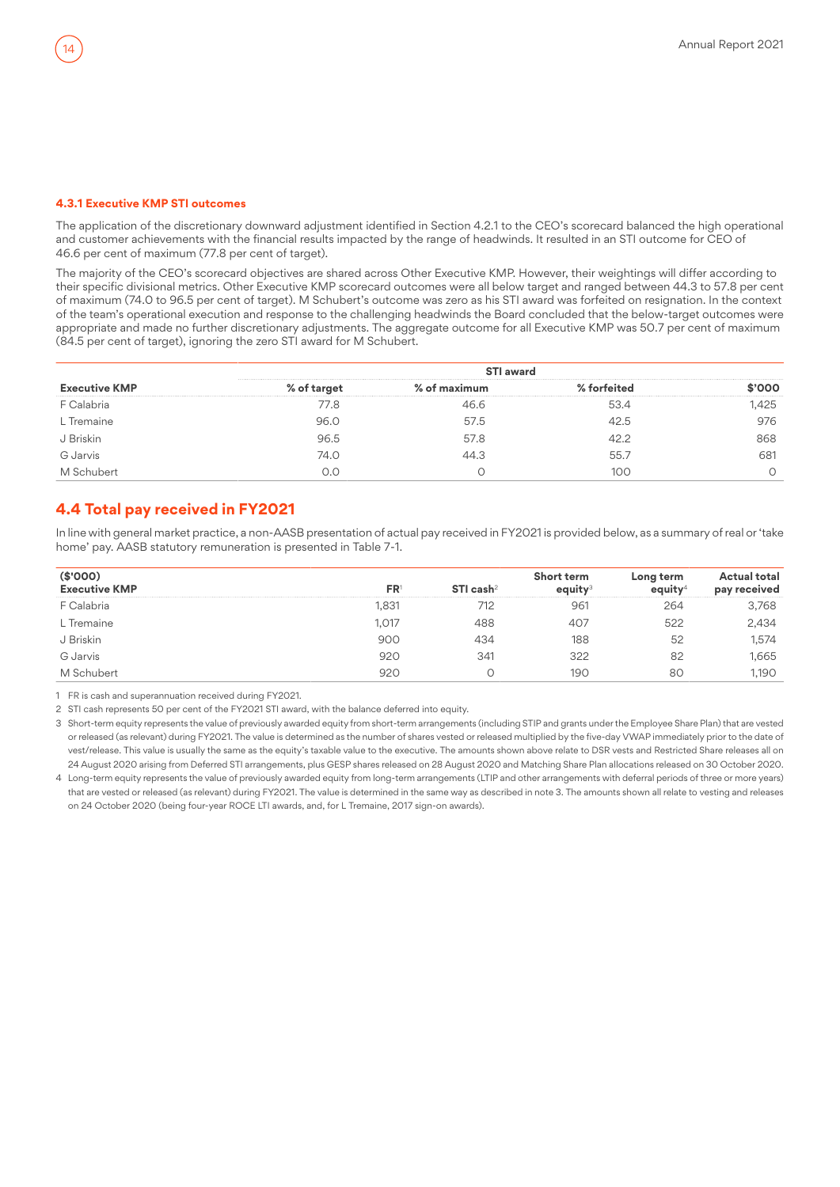#### 4.3.1 Executive KMP STI outcomes

The application of the discretionary downward adjustment identified in Section 4.2.1 to the CEO's scorecard balanced the high operational and customer achievements with the financial results impacted by the range of headwinds. It resulted in an STI outcome for CEO of 46.6 per cent of maximum (77.8 per cent of target).

The majority of the CEO's scorecard objectives are shared across Other Executive KMP. However, their weightings will differ according to their specific divisional metrics. Other Executive KMP scorecard outcomes were all below target and ranged between 44.3 to 57.8 per cent of maximum (74.0 to 96.5 per cent of target). M Schubert's outcome was zero as his STI award was forfeited on resignation. In the context of the team's operational execution and response to the challenging headwinds the Board concluded that the below-target outcomes were appropriate and made no further discretionary adjustments. The aggregate outcome for all Executive KMP was 50.7 per cent of maximum (84.5 per cent of target), ignoring the zero STI award for M Schubert.

| | STI award | | | |
|---|---|---|---|---|
| **Executive KMP** | **% of target** | **% of maximum** | **% forfeited** | **$'000** |
| F Calabria | 77.8 | 46.6 | 53.4 | 1,425 |
| L Tremaine | 96.0 | 57.5 | 42.5 | 976 |
| J Briskin | 96.5 | 57.8 | 42.2 | 868 |
| G Jarvis | 74.0 | 44.3 | 55.7 | 681 |
| M Schubert | 0.0 | 0 | 100 | 0 |

## 4.4 Total pay received in FY2021

In line with general market practice, a non-AASB presentation of actual pay received in FY2021 is provided below, as a summary of real or 'take home' pay. AASB statutory remuneration is presented in Table 7-1.

| ($'000) Executive KMP | FR[1] | STI cash[2] | Short term equity[3] | Long term equity[4] | Actual total pay received |
|---|---|---|---|---|---|
| F Calabria | 1,831 | 712 | 961 | 264 | 3,768 |
| L Tremaine | 1,017 | 488 | 407 | 522 | 2,434 |
| J Briskin | 900 | 434 | 188 | 52 | 1,574 |
| G Jarvis | 920 | 341 | 322 | 82 | 1,665 |
| M Schubert | 920 | 0 | 190 | 80 | 1,190 |

1 FR is cash and superannuation received during FY2021.

2 STI cash represents 50 per cent of the FY2021 STI award, with the balance deferred into equity.

3 Short-term equity represents the value of previously awarded equity from short-term arrangements (including STIP and grants under the Employee Share Plan) that are vested or released (as relevant) during FY2021. The value is determined as the number of shares vested or released multiplied by the five-day VWAP immediately prior to the date of vest/release. This value is usually the same as the equity's taxable value to the executive. The amounts shown above relate to DSR vests and Restricted Share releases all on 24 August 2020 arising from Deferred STI arrangements, plus GESP shares released on 28 August 2020 and Matching Share Plan allocations released on 30 October 2020.

4 Long-term equity represents the value of previously awarded equity from long-term arrangements (LTIP and other arrangements with deferral periods of three or more years) that are vested or released (as relevant) during FY2021. The value is determined in the same way as described in note 3. The amounts shown all relate to vesting and releases on 24 October 2020 (being four-year ROCE LTI awards, and, for L Tremaine, 2017 sign-on awards).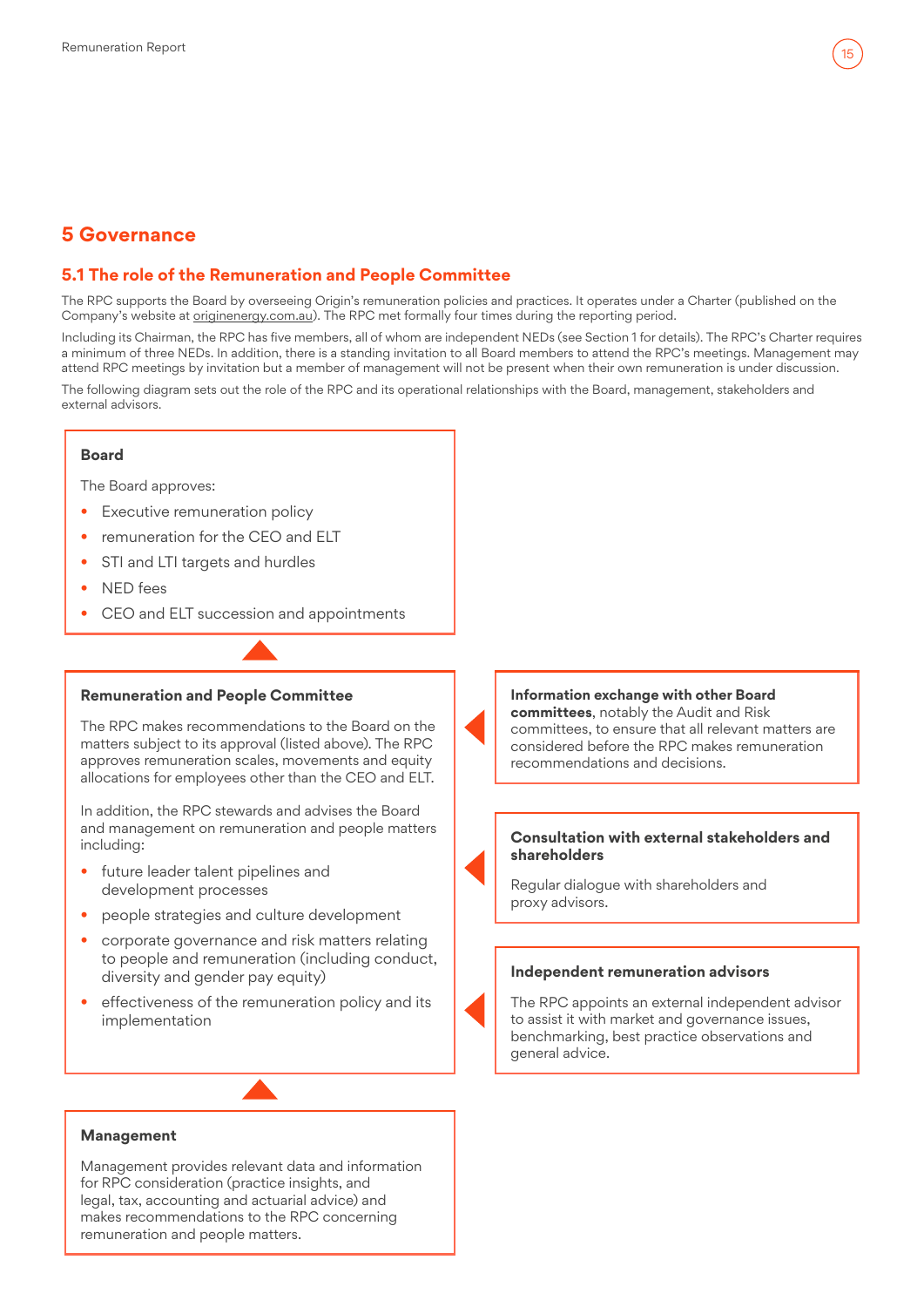# 5 Governance

## 5.1 The role of the Remuneration and People Committee

The RPC supports the Board by overseeing Origin's remuneration policies and practices. It operates under a Charter (published on the Company's website at originenergy.com.au). The RPC met formally four times during the reporting period.

Including its Chairman, the RPC has five members, all of whom are independent NEDs (see Section 1 for details). The RPC's Charter requires a minimum of three NEDs. In addition, there is a standing invitation to all Board members to attend the RPC's meetings. Management may attend RPC meetings by invitation but a member of management will not be present when their own remuneration is under discussion.

The following diagram sets out the role of the RPC and its operational relationships with the Board, management, stakeholders and external advisors.

**Board**

The Board approves:

- Executive remuneration policy
- remuneration for the CEO and ELT
- STI and LTI targets and hurdles
- NED fees
- CEO and ELT succession and appointments

**Remuneration and People Committee**

The RPC makes recommendations to the Board on the matters subject to its approval (listed above). The RPC approves remuneration scales, movements and equity allocations for employees other than the CEO and ELT.

In addition, the RPC stewards and advises the Board and management on remuneration and people matters including:

- future leader talent pipelines and development processes
- people strategies and culture development
- corporate governance and risk matters relating to people and remuneration (including conduct, diversity and gender pay equity)
- effectiveness of the remuneration policy and its implementation

**Information exchange with other Board committees**, notably the Audit and Risk committees, to ensure that all relevant matters are considered before the RPC makes remuneration recommendations and decisions.

**Consultation with external stakeholders and shareholders**

Regular dialogue with shareholders and proxy advisors.

**Independent remuneration advisors**

The RPC appoints an external independent advisor to assist it with market and governance issues, benchmarking, best practice observations and general advice.

**Management**

Management provides relevant data and information for RPC consideration (practice insights, and legal, tax, accounting and actuarial advice) and makes recommendations to the RPC concerning remuneration and people matters.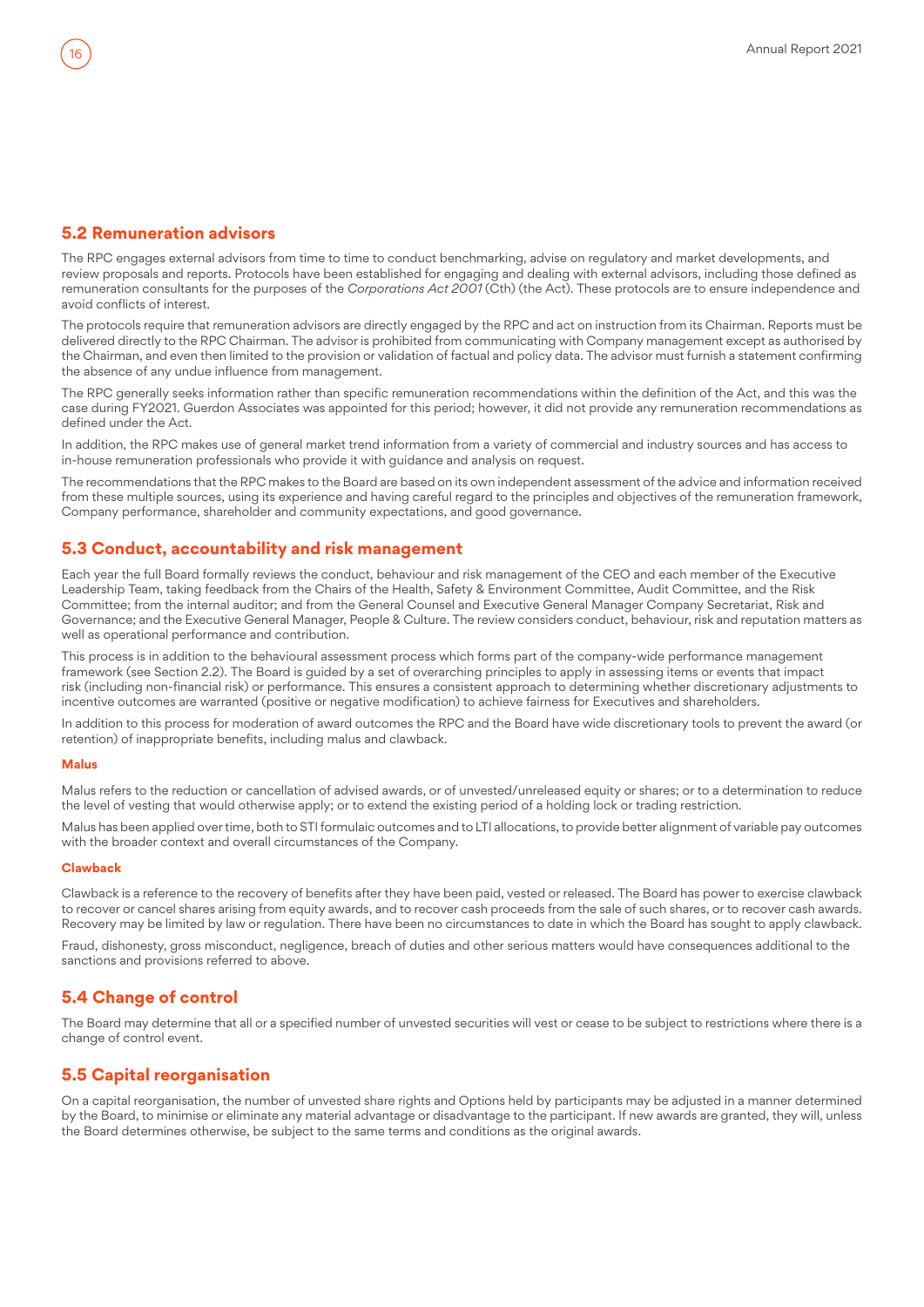## 5.2 Remuneration advisors

The RPC engages external advisors from time to time to conduct benchmarking, advise on regulatory and market developments, and review proposals and reports. Protocols have been established for engaging and dealing with external advisors, including those defined as remuneration consultants for the purposes of the *Corporations Act 2001* (Cth) (the Act). These protocols are to ensure independence and avoid conflicts of interest.

The protocols require that remuneration advisors are directly engaged by the RPC and act on instruction from its Chairman. Reports must be delivered directly to the RPC Chairman. The advisor is prohibited from communicating with Company management except as authorised by the Chairman, and even then limited to the provision or validation of factual and policy data. The advisor must furnish a statement confirming the absence of any undue influence from management.

The RPC generally seeks information rather than specific remuneration recommendations within the definition of the Act, and this was the case during FY2021. Guerdon Associates was appointed for this period; however, it did not provide any remuneration recommendations as defined under the Act.

In addition, the RPC makes use of general market trend information from a variety of commercial and industry sources and has access to in-house remuneration professionals who provide it with guidance and analysis on request.

The recommendations that the RPC makes to the Board are based on its own independent assessment of the advice and information received from these multiple sources, using its experience and having careful regard to the principles and objectives of the remuneration framework, Company performance, shareholder and community expectations, and good governance.

## 5.3 Conduct, accountability and risk management

Each year the full Board formally reviews the conduct, behaviour and risk management of the CEO and each member of the Executive Leadership Team, taking feedback from the Chairs of the Health, Safety & Environment Committee, Audit Committee, and the Risk Committee; from the internal auditor; and from the General Counsel and Executive General Manager Company Secretariat, Risk and Governance; and the Executive General Manager, People & Culture. The review considers conduct, behaviour, risk and reputation matters as well as operational performance and contribution.

This process is in addition to the behavioural assessment process which forms part of the company-wide performance management framework (see Section 2.2). The Board is guided by a set of overarching principles to apply in assessing items or events that impact risk (including non-financial risk) or performance. This ensures a consistent approach to determining whether discretionary adjustments to incentive outcomes are warranted (positive or negative modification) to achieve fairness for Executives and shareholders.

In addition to this process for moderation of award outcomes the RPC and the Board have wide discretionary tools to prevent the award (or retention) of inappropriate benefits, including malus and clawback.

#### Malus

Malus refers to the reduction or cancellation of advised awards, or of unvested/unreleased equity or shares; or to a determination to reduce the level of vesting that would otherwise apply; or to extend the existing period of a holding lock or trading restriction.

Malus has been applied over time, both to STI formulaic outcomes and to LTI allocations, to provide better alignment of variable pay outcomes with the broader context and overall circumstances of the Company.

#### Clawback

Clawback is a reference to the recovery of benefits after they have been paid, vested or released. The Board has power to exercise clawback to recover or cancel shares arising from equity awards, and to recover cash proceeds from the sale of such shares, or to recover cash awards. Recovery may be limited by law or regulation. There have been no circumstances to date in which the Board has sought to apply clawback.

Fraud, dishonesty, gross misconduct, negligence, breach of duties and other serious matters would have consequences additional to the sanctions and provisions referred to above.

## 5.4 Change of control

The Board may determine that all or a specified number of unvested securities will vest or cease to be subject to restrictions where there is a change of control event.

## 5.5 Capital reorganisation

On a capital reorganisation, the number of unvested share rights and Options held by participants may be adjusted in a manner determined by the Board, to minimise or eliminate any material advantage or disadvantage to the participant. If new awards are granted, they will, unless the Board determines otherwise, be subject to the same terms and conditions as the original awards.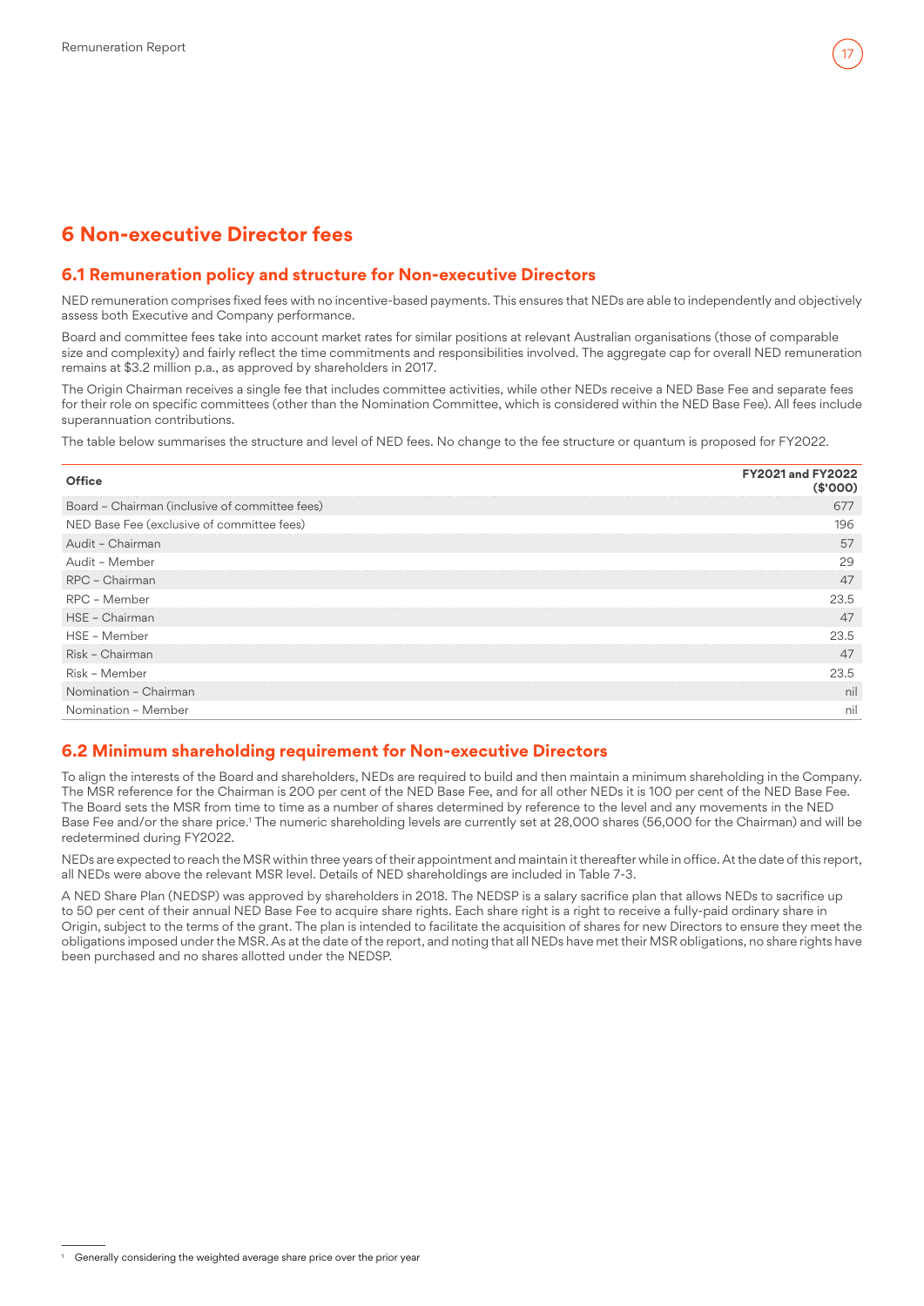# 6 Non-executive Director fees

## 6.1 Remuneration policy and structure for Non-executive Directors

NED remuneration comprises fixed fees with no incentive-based payments. This ensures that NEDs are able to independently and objectively assess both Executive and Company performance.

Board and committee fees take into account market rates for similar positions at relevant Australian organisations (those of comparable size and complexity) and fairly reflect the time commitments and responsibilities involved. The aggregate cap for overall NED remuneration remains at $3.2 million p.a., as approved by shareholders in 2017.

The Origin Chairman receives a single fee that includes committee activities, while other NEDs receive a NED Base Fee and separate fees for their role on specific committees (other than the Nomination Committee, which is considered within the NED Base Fee). All fees include superannuation contributions.

The table below summarises the structure and level of NED fees. No change to the fee structure or quantum is proposed for FY2022.

| Office | FY2021 and FY2022 ($'000) |
|---|---|
| Board – Chairman (inclusive of committee fees) | 677 |
| NED Base Fee (exclusive of committee fees) | 196 |
| Audit – Chairman | 57 |
| Audit – Member | 29 |
| RPC – Chairman | 47 |
| RPC – Member | 23.5 |
| HSE – Chairman | 47 |
| HSE – Member | 23.5 |
| Risk – Chairman | 47 |
| Risk – Member | 23.5 |
| Nomination – Chairman | nil |
| Nomination – Member | nil |

## 6.2 Minimum shareholding requirement for Non-executive Directors

To align the interests of the Board and shareholders, NEDs are required to build and then maintain a minimum shareholding in the Company. The MSR reference for the Chairman is 200 per cent of the NED Base Fee, and for all other NEDs it is 100 per cent of the NED Base Fee. The Board sets the MSR from time to time as a number of shares determined by reference to the level and any movements in the NED Base Fee and/or the share price.[1] The numeric shareholding levels are currently set at 28,000 shares (56,000 for the Chairman) and will be redetermined during FY2022.

NEDs are expected to reach the MSR within three years of their appointment and maintain it thereafter while in office. At the date of this report, all NEDs were above the relevant MSR level. Details of NED shareholdings are included in Table 7-3.

A NED Share Plan (NEDSP) was approved by shareholders in 2018. The NEDSP is a salary sacrifice plan that allows NEDs to sacrifice up to 50 per cent of their annual NED Base Fee to acquire share rights. Each share right is a right to receive a fully-paid ordinary share in Origin, subject to the terms of the grant. The plan is intended to facilitate the acquisition of shares for new Directors to ensure they meet the obligations imposed under the MSR. As at the date of the report, and noting that all NEDs have met their MSR obligations, no share rights have been purchased and no shares allotted under the NEDSP.

[1] Generally considering the weighted average share price over the prior year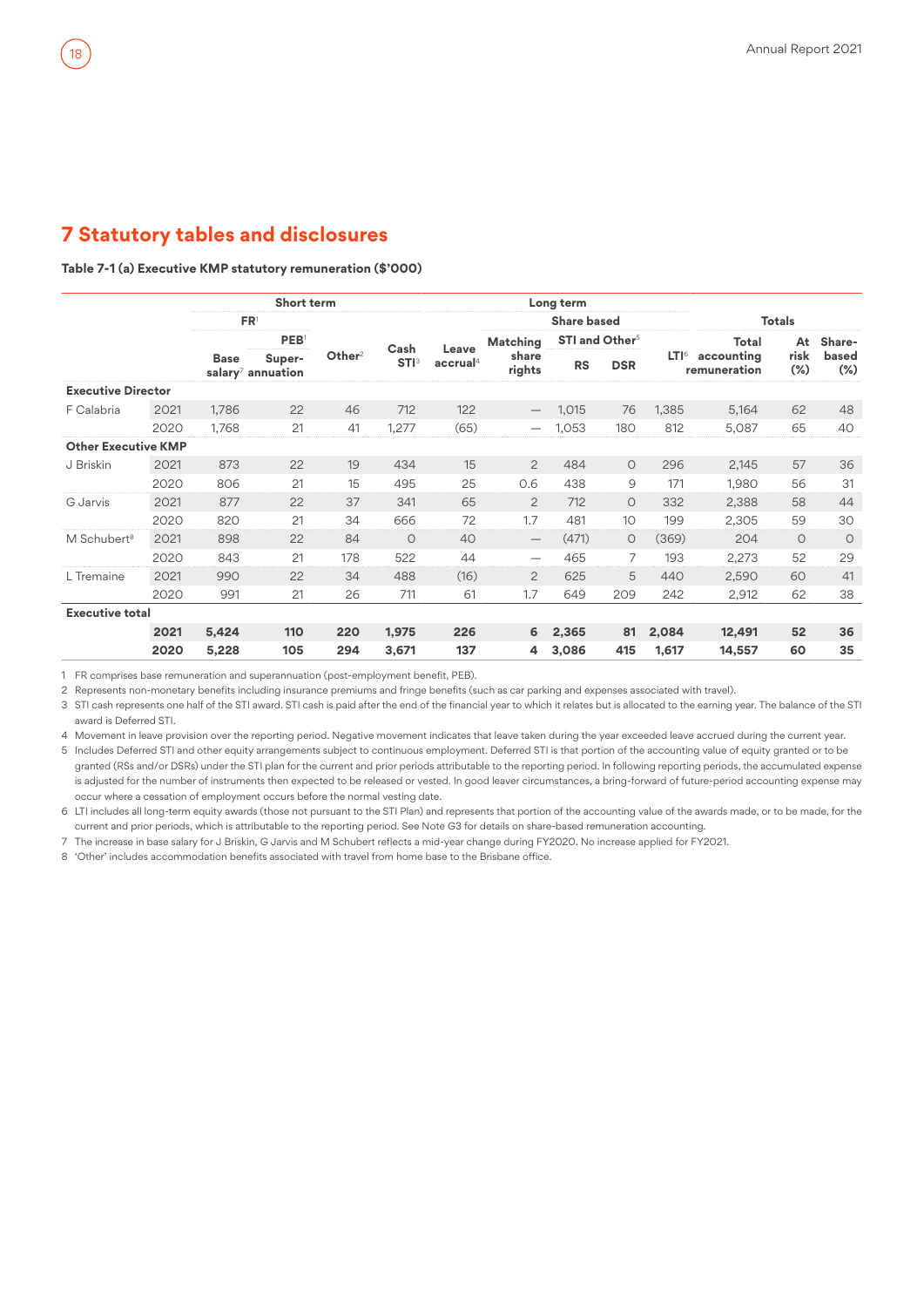# 7 Statutory tables and disclosures

**Table 7-1 (a) Executive KMP statutory remuneration ($'000)**

| | | Short term | | | | Long term | | | | | Totals | | |
|---|---|---|---|---|---|---|---|---|---|---|---|---|---|
| | | FR[1] | | | | | Share based | | | | | | |
| | | | PEB[1] | | | | | STI and Other[5] | | | | | |
| | | Base salary[7] | Super-annuation | Other[2] | Cash STI[3] | Leave accrual[4] | Matching share rights | RS | DSR | LTI[6] | Total accounting remuneration | At risk (%) | Share-based (%) |
| **Executive Director** | | | | | | | | | | | | | |
| F Calabria | 2021 | 1,786 | 22 | 46 | 712 | 122 | — | 1,015 | 76 | 1,385 | 5,164 | 62 | 48 |
| | 2020 | 1,768 | 21 | 41 | 1,277 | (65) | — | 1,053 | 180 | 812 | 5,087 | 65 | 40 |
| **Other Executive KMP** | | | | | | | | | | | | | |
| J Briskin | 2021 | 873 | 22 | 19 | 434 | 15 | 2 | 484 | 0 | 296 | 2,145 | 57 | 36 |
| | 2020 | 806 | 21 | 15 | 495 | 25 | 0.6 | 438 | 9 | 171 | 1,980 | 56 | 31 |
| G Jarvis | 2021 | 877 | 22 | 37 | 341 | 65 | 2 | 712 | 0 | 332 | 2,388 | 58 | 44 |
| | 2020 | 820 | 21 | 34 | 666 | 72 | 1.7 | 481 | 10 | 199 | 2,305 | 59 | 30 |
| M Schubert[8] | 2021 | 898 | 22 | 84 | 0 | 40 | — | (471) | 0 | (369) | 204 | 0 | 0 |
| | 2020 | 843 | 21 | 178 | 522 | 44 | — | 465 | 7 | 193 | 2,273 | 52 | 29 |
| L Tremaine | 2021 | 990 | 22 | 34 | 488 | (16) | 2 | 625 | 5 | 440 | 2,590 | 60 | 41 |
| | 2020 | 991 | 21 | 26 | 711 | 61 | 1.7 | 649 | 209 | 242 | 2,912 | 62 | 38 |
| **Executive total** | | | | | | | | | | | | | |
| | **2021** | **5,424** | **110** | **220** | **1,975** | **226** | **6** | **2,365** | **81** | **2,084** | **12,491** | **52** | **36** |
| | **2020** | **5,228** | **105** | **294** | **3,671** | **137** | **4** | **3,086** | **415** | **1,617** | **14,557** | **60** | **35** |

1 FR comprises base remuneration and superannuation (post-employment benefit, PEB).

2 Represents non-monetary benefits including insurance premiums and fringe benefits (such as car parking and expenses associated with travel).

3 STI cash represents one half of the STI award. STI cash is paid after the end of the financial year to which it relates but is allocated to the earning year. The balance of the STI award is Deferred STI.

4 Movement in leave provision over the reporting period. Negative movement indicates that leave taken during the year exceeded leave accrued during the current year.

5 Includes Deferred STI and other equity arrangements subject to continuous employment. Deferred STI is that portion of the accounting value of equity granted or to be granted (RSs and/or DSRs) under the STI plan for the current and prior periods attributable to the reporting period. In following reporting periods, the accumulated expense is adjusted for the number of instruments then expected to be released or vested. In good leaver circumstances, a bring-forward of future-period accounting expense may occur where a cessation of employment occurs before the normal vesting date.

6 LTI includes all long-term equity awards (those not pursuant to the STI Plan) and represents that portion of the accounting value of the awards made, or to be made, for the current and prior periods, which is attributable to the reporting period. See Note G3 for details on share-based remuneration accounting.

7 The increase in base salary for J Briskin, G Jarvis and M Schubert reflects a mid-year change during FY2020. No increase applied for FY2021.

8 'Other' includes accommodation benefits associated with travel from home base to the Brisbane office.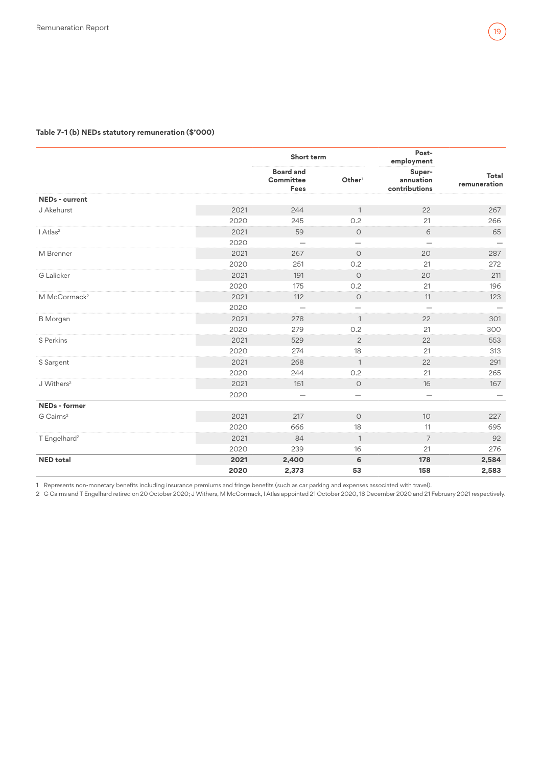**Table 7-1 (b) NEDs statutory remuneration ($'000)**

| | | Short term | | Post-employment | |
|---|---|---|---|---|---|
| | | Board and Committee Fees | Other[1] | Super-annuation contributions | Total remuneration |
| **NEDs - current** | | | | | |
| J Akehurst | 2021 | 244 | 1 | 22 | 267 |
| | 2020 | 245 | 0.2 | 21 | 266 |
| I Atlas[2] | 2021 | 59 | 0 | 6 | 65 |
| | 2020 | — | — | — | — |
| M Brenner | 2021 | 267 | 0 | 20 | 287 |
| | 2020 | 251 | 0.2 | 21 | 272 |
| G Lalicker | 2021 | 191 | 0 | 20 | 211 |
| | 2020 | 175 | 0.2 | 21 | 196 |
| M McCormack[2] | 2021 | 112 | 0 | 11 | 123 |
| | 2020 | — | — | — | — |
| B Morgan | 2021 | 278 | 1 | 22 | 301 |
| | 2020 | 279 | 0.2 | 21 | 300 |
| S Perkins | 2021 | 529 | 2 | 22 | 553 |
| | 2020 | 274 | 18 | 21 | 313 |
| S Sargent | 2021 | 268 | 1 | 22 | 291 |
| | 2020 | 244 | 0.2 | 21 | 265 |
| J Withers[2] | 2021 | 151 | 0 | 16 | 167 |
| | 2020 | — | — | — | — |
| **NEDs - former** | | | | | |
| G Cairns[2] | 2021 | 217 | 0 | 10 | 227 |
| | 2020 | 666 | 18 | 11 | 695 |
| T Engelhard[2] | 2021 | 84 | 1 | 7 | 92 |
| | 2020 | 239 | 16 | 21 | 276 |
| **NED total** | **2021** | **2,400** | **6** | **178** | **2,584** |
| | **2020** | **2,373** | **53** | **158** | **2,583** |

1 Represents non-monetary benefits including insurance premiums and fringe benefits (such as car parking and expenses associated with travel).

2 G Cairns and T Engelhard retired on 20 October 2020; J Withers, M McCormack, I Atlas appointed 21 October 2020, 18 December 2020 and 21 February 2021 respectively.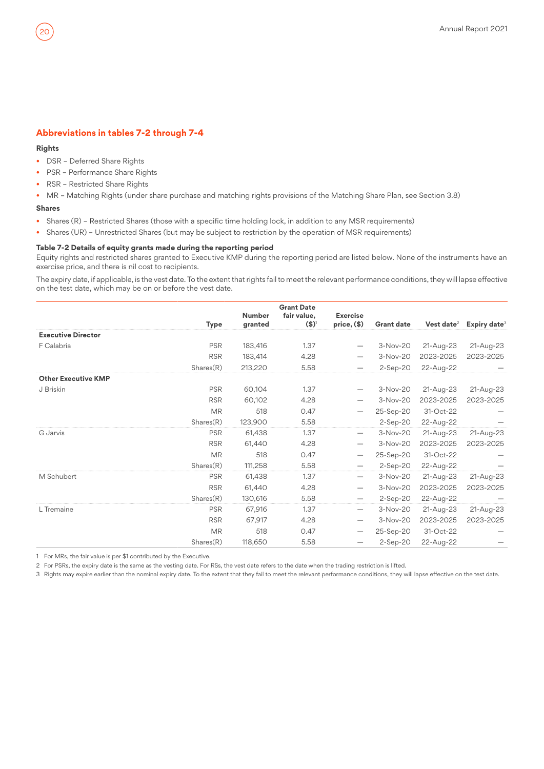## Abbreviations in tables 7-2 through 7-4

**Rights**

- DSR – Deferred Share Rights
- PSR – Performance Share Rights
- RSR – Restricted Share Rights
- MR – Matching Rights (under share purchase and matching rights provisions of the Matching Share Plan, see Section 3.8)

**Shares**

- Shares (R) – Restricted Shares (those with a specific time holding lock, in addition to any MSR requirements)
- Shares (UR) – Unrestricted Shares (but may be subject to restriction by the operation of MSR requirements)

**Table 7-2 Details of equity grants made during the reporting period**

Equity rights and restricted shares granted to Executive KMP during the reporting period are listed below. None of the instruments have an exercise price, and there is nil cost to recipients.

The expiry date, if applicable, is the vest date. To the extent that rights fail to meet the relevant performance conditions, they will lapse effective on the test date, which may be on or before the vest date.

| | Type | Number granted | Grant Date fair value, ($)[1] | Exercise price, ($) | Grant date | Vest date[2] | Expiry date[3] |
|---|---|---|---|---|---|---|---|
| **Executive Director** | | | | | | | |
| F Calabria | PSR | 183,416 | 1.37 | — | 3-Nov-20 | 21-Aug-23 | 21-Aug-23 |
| | RSR | 183,414 | 4.28 | — | 3-Nov-20 | 2023-2025 | 2023-2025 |
| | Shares(R) | 213,220 | 5.58 | — | 2-Sep-20 | 22-Aug-22 | — |
| **Other Executive KMP** | | | | | | | |
| J Briskin | PSR | 60,104 | 1.37 | — | 3-Nov-20 | 21-Aug-23 | 21-Aug-23 |
| | RSR | 60,102 | 4.28 | — | 3-Nov-20 | 2023-2025 | 2023-2025 |
| | MR | 518 | 0.47 | — | 25-Sep-20 | 31-Oct-22 | — |
| | Shares(R) | 123,900 | 5.58 | | 2-Sep-20 | 22-Aug-22 | — |
| G Jarvis | PSR | 61,438 | 1.37 | — | 3-Nov-20 | 21-Aug-23 | 21-Aug-23 |
| | RSR | 61,440 | 4.28 | — | 3-Nov-20 | 2023-2025 | 2023-2025 |
| | MR | 518 | 0.47 | — | 25-Sep-20 | 31-Oct-22 | — |
| | Shares(R) | 111,258 | 5.58 | — | 2-Sep-20 | 22-Aug-22 | — |
| M Schubert | PSR | 61,438 | 1.37 | — | 3-Nov-20 | 21-Aug-23 | 21-Aug-23 |
| | RSR | 61,440 | 4.28 | — | 3-Nov-20 | 2023-2025 | 2023-2025 |
| | Shares(R) | 130,616 | 5.58 | — | 2-Sep-20 | 22-Aug-22 | — |
| L Tremaine | PSR | 67,916 | 1.37 | — | 3-Nov-20 | 21-Aug-23 | 21-Aug-23 |
| | RSR | 67,917 | 4.28 | — | 3-Nov-20 | 2023-2025 | 2023-2025 |
| | MR | 518 | 0.47 | — | 25-Sep-20 | 31-Oct-22 | — |
| | Shares(R) | 118,650 | 5.58 | — | 2-Sep-20 | 22-Aug-22 | — |

1 For MRs, the fair value is per $1 contributed by the Executive.

2 For PSRs, the expiry date is the same as the vesting date. For RSs, the vest date refers to the date when the trading restriction is lifted.

3 Rights may expire earlier than the nominal expiry date. To the extent that they fail to meet the relevant performance conditions, they will lapse effective on the test date.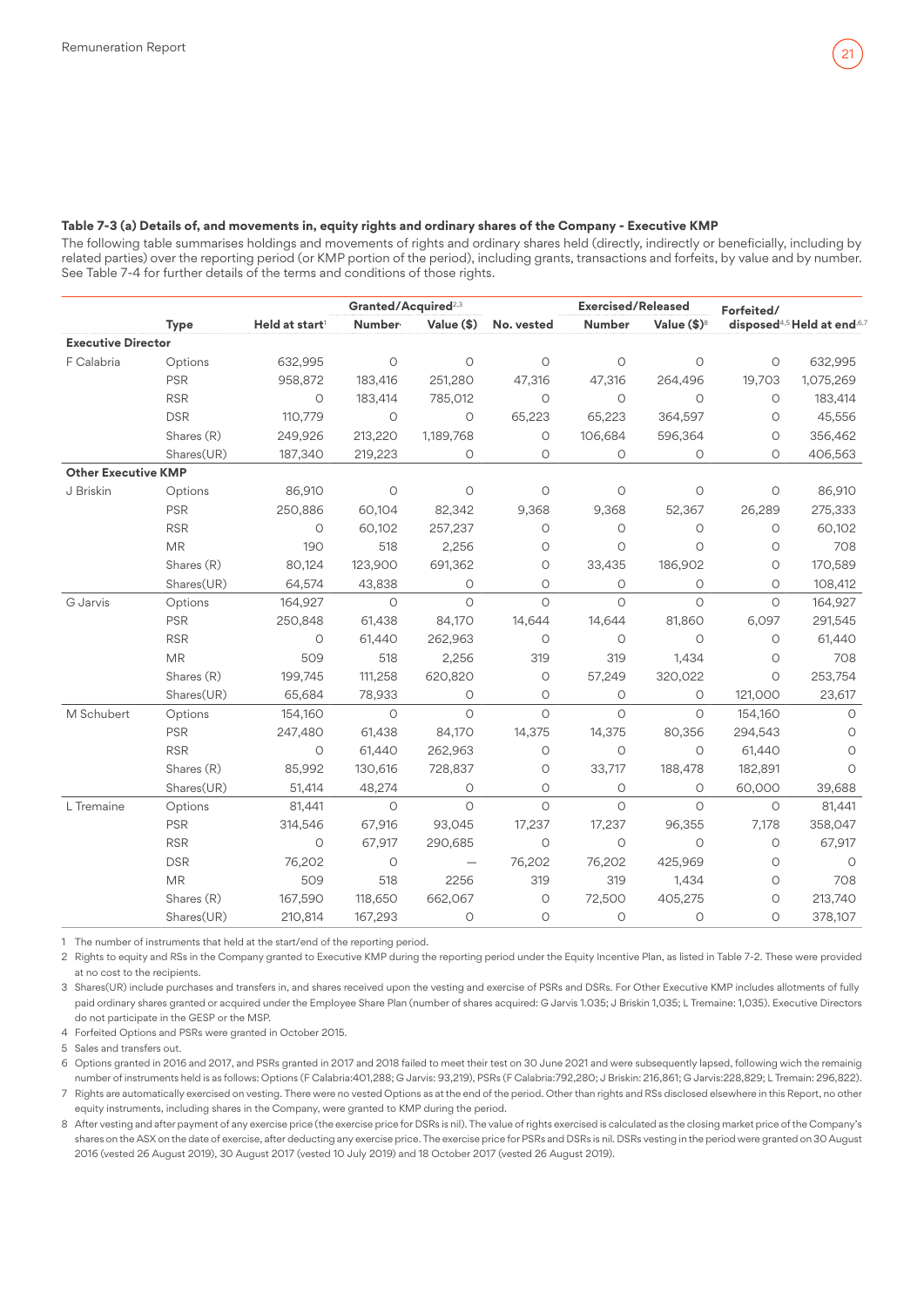#### Table 7-3 (a) Details of, and movements in, equity rights and ordinary shares of the Company - Executive KMP

The following table summarises holdings and movements of rights and ordinary shares held (directly, indirectly or beneficially, including by related parties) over the reporting period (or KMP portion of the period), including grants, transactions and forfeits, by value and by number. See Table 7-4 for further details of the terms and conditions of those rights.

| | Type | Held at start[1] | Granted/Acquired[2,3] | | No. vested | Exercised/Released | | Forfeited/ disposed[4,5] | Held at end[6,7] |
|---|---|---|---|---|---|---|---|---|---|
| | | | Number | Value ($) | | Number | Value ($)[8] | | |
| **Executive Director** | | | | | | | | | |
| F Calabria | Options | 632,995 | 0 | 0 | 0 | 0 | 0 | 0 | 632,995 |
| | PSR | 958,872 | 183,416 | 251,280 | 47,316 | 47,316 | 264,496 | 19,703 | 1,075,269 |
| | RSR | 0 | 183,414 | 785,012 | 0 | 0 | 0 | 0 | 183,414 |
| | DSR | 110,779 | 0 | 0 | 65,223 | 65,223 | 364,597 | 0 | 45,556 |
| | Shares (R) | 249,926 | 213,220 | 1,189,768 | 0 | 106,684 | 596,364 | 0 | 356,462 |
| | Shares(UR) | 187,340 | 219,223 | 0 | 0 | 0 | 0 | 0 | 406,563 |
| **Other Executive KMP** | | | | | | | | | |
| J Briskin | Options | 86,910 | 0 | 0 | 0 | 0 | 0 | 0 | 86,910 |
| | PSR | 250,886 | 60,104 | 82,342 | 9,368 | 9,368 | 52,367 | 26,289 | 275,333 |
| | RSR | 0 | 60,102 | 257,237 | 0 | 0 | 0 | 0 | 60,102 |
| | MR | 190 | 518 | 2,256 | 0 | 0 | 0 | 0 | 708 |
| | Shares (R) | 80,124 | 123,900 | 691,362 | 0 | 33,435 | 186,902 | 0 | 170,589 |
| | Shares(UR) | 64,574 | 43,838 | 0 | 0 | 0 | 0 | 0 | 108,412 |
| G Jarvis | Options | 164,927 | 0 | 0 | 0 | 0 | 0 | 0 | 164,927 |
| | PSR | 250,848 | 61,438 | 84,170 | 14,644 | 14,644 | 81,860 | 6,097 | 291,545 |
| | RSR | 0 | 61,440 | 262,963 | 0 | 0 | 0 | 0 | 61,440 |
| | MR | 509 | 518 | 2,256 | 319 | 319 | 1,434 | 0 | 708 |
| | Shares (R) | 199,745 | 111,258 | 620,820 | 0 | 57,249 | 320,022 | 0 | 253,754 |
| | Shares(UR) | 65,684 | 78,933 | 0 | 0 | 0 | 0 | 121,000 | 23,617 |
| M Schubert | Options | 154,160 | 0 | 0 | 0 | 0 | 0 | 154,160 | 0 |
| | PSR | 247,480 | 61,438 | 84,170 | 14,375 | 14,375 | 80,356 | 294,543 | 0 |
| | RSR | 0 | 61,440 | 262,963 | 0 | 0 | 0 | 61,440 | 0 |
| | Shares (R) | 85,992 | 130,616 | 728,837 | 0 | 33,717 | 188,478 | 182,891 | 0 |
| | Shares(UR) | 51,414 | 48,274 | 0 | 0 | 0 | 0 | 60,000 | 39,688 |
| L Tremaine | Options | 81,441 | 0 | 0 | 0 | 0 | 0 | 0 | 81,441 |
| | PSR | 314,546 | 67,916 | 93,045 | 17,237 | 17,237 | 96,355 | 7,178 | 358,047 |
| | RSR | 0 | 67,917 | 290,685 | 0 | 0 | 0 | 0 | 67,917 |
| | DSR | 76,202 | 0 | — | 76,202 | 76,202 | 425,969 | 0 | 0 |
| | MR | 509 | 518 | 2256 | 319 | 319 | 1,434 | 0 | 708 |
| | Shares (R) | 167,590 | 118,650 | 662,067 | 0 | 72,500 | 405,275 | 0 | 213,740 |
| | Shares(UR) | 210,814 | 167,293 | 0 | 0 | 0 | 0 | 0 | 378,107 |

1 The number of instruments that held at the start/end of the reporting period.

2 Rights to equity and RSs in the Company granted to Executive KMP during the reporting period under the Equity Incentive Plan, as listed in Table 7-2. These were provided at no cost to the recipients.

3 Shares(UR) include purchases and transfers in, and shares received upon the vesting and exercise of PSRs and DSRs. For Other Executive KMP includes allotments of fully paid ordinary shares granted or acquired under the Employee Share Plan (number of shares acquired: G Jarvis 1.035; J Briskin 1,035; L Tremaine: 1,035). Executive Directors do not participate in the GESP or the MSP.

4 Forfeited Options and PSRs were granted in October 2015.

5 Sales and transfers out.

6 Options granted in 2016 and 2017, and PSRs granted in 2017 and 2018 failed to meet their test on 30 June 2021 and were subsequently lapsed, following wich the remainig number of instruments held is as follows: Options (F Calabria:401,288; G Jarvis: 93,219), PSRs (F Calabria:792,280; J Briskin: 216,861; G Jarvis:228,829; L Tremain: 296,822).

7 Rights are automatically exercised on vesting. There were no vested Options as at the end of the period. Other than rights and RSs disclosed elsewhere in this Report, no other equity instruments, including shares in the Company, were granted to KMP during the period.

8 After vesting and after payment of any exercise price (the exercise price for DSRs is nil). The value of rights exercised is calculated as the closing market price of the Company's shares on the ASX on the date of exercise, after deducting any exercise price. The exercise price for PSRs and DSRs is nil. DSRs vesting in the period were granted on 30 August 2016 (vested 26 August 2019), 30 August 2017 (vested 10 July 2019) and 18 October 2017 (vested 26 August 2019).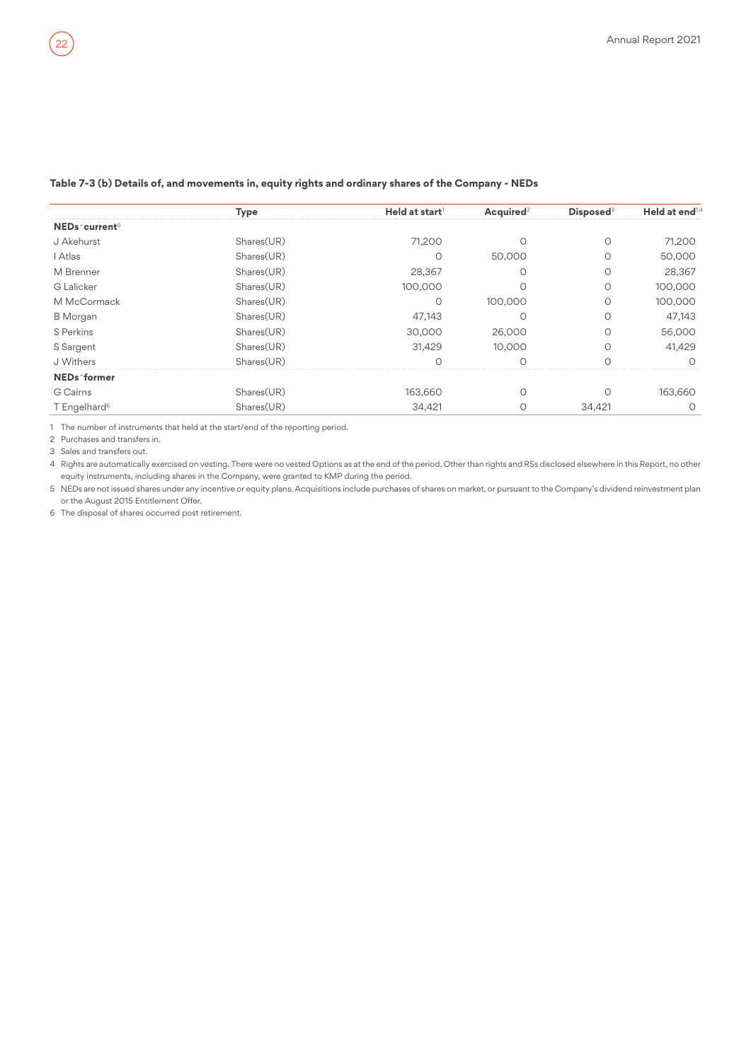#### Table 7-3 (b) Details of, and movements in, equity rights and ordinary shares of the Company - NEDs

| | Type | Held at start[1] | Acquired[2] | Disposed[3] | Held at end[1,4] |
|---|---|---|---|---|---|
| **NEDs - current[5]** | | | | | |
| J Akehurst | Shares(UR) | 71,200 | 0 | 0 | 71,200 |
| I Atlas | Shares(UR) | 0 | 50,000 | 0 | 50,000 |
| M Brenner | Shares(UR) | 28,367 | 0 | 0 | 28,367 |
| G Lalicker | Shares(UR) | 100,000 | 0 | 0 | 100,000 |
| M McCormack | Shares(UR) | 0 | 100,000 | 0 | 100,000 |
| B Morgan | Shares(UR) | 47,143 | 0 | 0 | 47,143 |
| S Perkins | Shares(UR) | 30,000 | 26,000 | 0 | 56,000 |
| S Sargent | Shares(UR) | 31,429 | 10,000 | 0 | 41,429 |
| J Withers | Shares(UR) | 0 | 0 | 0 | 0 |
| **NEDs - former** | | | | | |
| G Cairns | Shares(UR) | 163,660 | 0 | 0 | 163,660 |
| T Engelhard[6] | Shares(UR) | 34,421 | 0 | 34,421 | 0 |

1 The number of instruments that held at the start/end of the reporting period.

2 Purchases and transfers in.

3 Sales and transfers out.

4 Rights are automatically exercised on vesting. There were no vested Options as at the end of the period. Other than rights and RSs disclosed elsewhere in this Report, no other equity instruments, including shares in the Company, were granted to KMP during the period.

5 NEDs are not issued shares under any incentive or equity plans. Acquisitions include purchases of shares on market, or pursuant to the Company's dividend reinvestment plan or the August 2015 Entitlement Offer.

6 The disposal of shares occurred post retirement.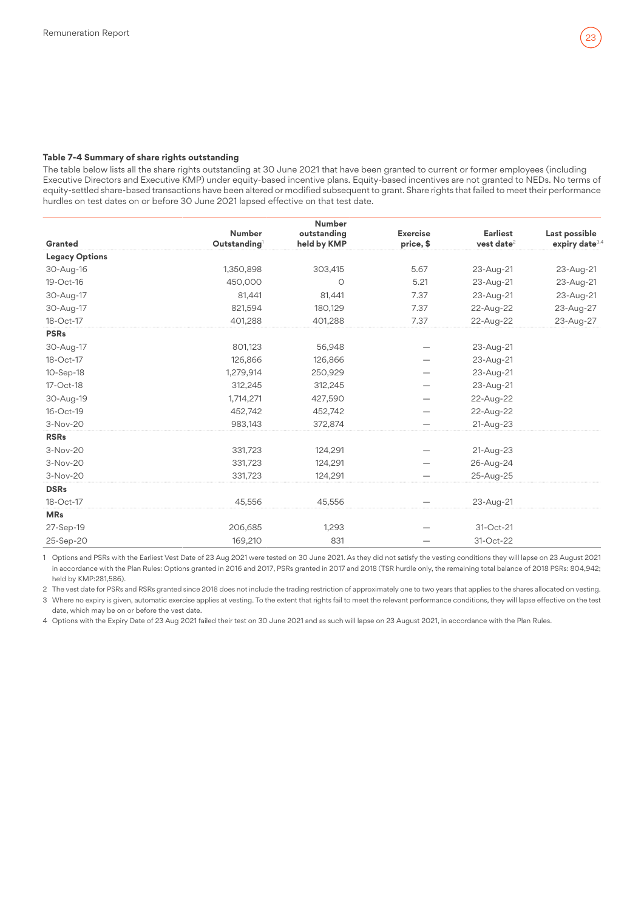**Table 7-4 Summary of share rights outstanding**

The table below lists all the share rights outstanding at 30 June 2021 that have been granted to current or former employees (including Executive Directors and Executive KMP) under equity-based incentive plans. Equity-based incentives are not granted to NEDs. No terms of equity-settled share-based transactions have been altered or modified subsequent to grant. Share rights that failed to meet their performance hurdles on test dates on or before 30 June 2021 lapsed effective on that test date.

| Granted | Number Outstanding[1] | Number outstanding held by KMP | Exercise price, $ | Earliest vest date[2] | Last possible expiry date[3,4] |
|---|---|---|---|---|---|
| **Legacy Options** | | | | | |
| 30-Aug-16 | 1,350,898 | 303,415 | 5.67 | 23-Aug-21 | 23-Aug-21 |
| 19-Oct-16 | 450,000 | 0 | 5.21 | 23-Aug-21 | 23-Aug-21 |
| 30-Aug-17 | 81,441 | 81,441 | 7.37 | 23-Aug-21 | 23-Aug-21 |
| 30-Aug-17 | 821,594 | 180,129 | 7.37 | 22-Aug-22 | 23-Aug-27 |
| 18-Oct-17 | 401,288 | 401,288 | 7.37 | 22-Aug-22 | 23-Aug-27 |
| **PSRs** | | | | | |
| 30-Aug-17 | 801,123 | 56,948 | — | 23-Aug-21 | |
| 18-Oct-17 | 126,866 | 126,866 | — | 23-Aug-21 | |
| 10-Sep-18 | 1,279,914 | 250,929 | — | 23-Aug-21 | |
| 17-Oct-18 | 312,245 | 312,245 | — | 23-Aug-21 | |
| 30-Aug-19 | 1,714,271 | 427,590 | — | 22-Aug-22 | |
| 16-Oct-19 | 452,742 | 452,742 | — | 22-Aug-22 | |
| 3-Nov-20 | 983,143 | 372,874 | — | 21-Aug-23 | |
| **RSRs** | | | | | |
| 3-Nov-20 | 331,723 | 124,291 | — | 21-Aug-23 | |
| 3-Nov-20 | 331,723 | 124,291 | — | 26-Aug-24 | |
| 3-Nov-20 | 331,723 | 124,291 | — | 25-Aug-25 | |
| **DSRs** | | | | | |
| 18-Oct-17 | 45,556 | 45,556 | — | 23-Aug-21 | |
| **MRs** | | | | | |
| 27-Sep-19 | 206,685 | 1,293 | — | 31-Oct-21 | |
| 25-Sep-20 | 169,210 | 831 | — | 31-Oct-22 | |

1 Options and PSRs with the Earliest Vest Date of 23 Aug 2021 were tested on 30 June 2021. As they did not satisfy the vesting conditions they will lapse on 23 August 2021 in accordance with the Plan Rules: Options granted in 2016 and 2017, PSRs granted in 2017 and 2018 (TSR hurdle only, the remaining total balance of 2018 PSRs: 804,942; held by KMP:281,586).

2 The vest date for PSRs and RSRs granted since 2018 does not include the trading restriction of approximately one to two years that applies to the shares allocated on vesting.

3 Where no expiry is given, automatic exercise applies at vesting. To the extent that rights fail to meet the relevant performance conditions, they will lapse effective on the test date, which may be on or before the vest date.

4 Options with the Expiry Date of 23 Aug 2021 failed their test on 30 June 2021 and as such will lapse on 23 August 2021, in accordance with the Plan Rules.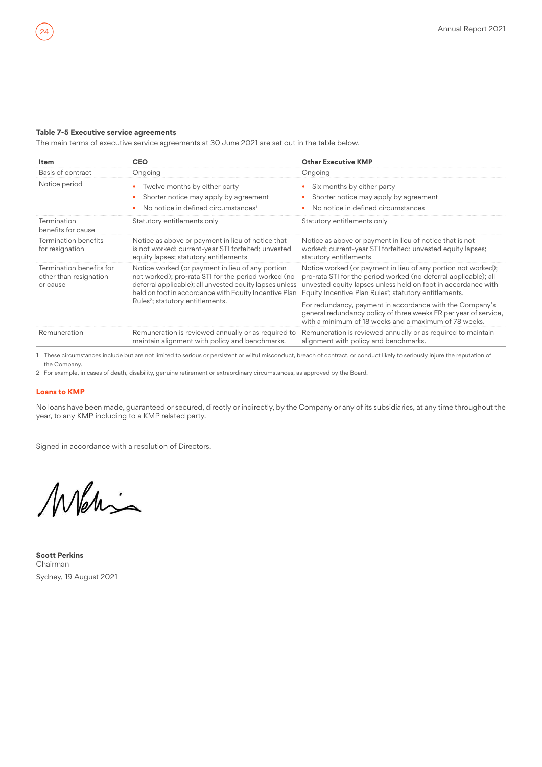**Table 7-5 Executive service agreements**

The main terms of executive service agreements at 30 June 2021 are set out in the table below.

| Item | CEO | Other Executive KMP |
|---|---|---|
| Basis of contract | Ongoing | Ongoing |
| Notice period | • Twelve months by either party<br>• Shorter notice may apply by agreement<br>• No notice in defined circumstances[1] | • Six months by either party<br>• Shorter notice may apply by agreement<br>• No notice in defined circumstances |
| Termination benefits for cause | Statutory entitlements only | Statutory entitlements only |
| Termination benefits for resignation | Notice as above or payment in lieu of notice that is not worked; current-year STI forfeited; unvested equity lapses; statutory entitlements | Notice as above or payment in lieu of notice that is not worked; current-year STI forfeited; unvested equity lapses; statutory entitlements |
| Termination benefits for other than resignation or cause | Notice worked (or payment in lieu of any portion not worked); pro-rata STI for the period worked (no deferral applicable); all unvested equity lapses unless held on foot in accordance with Equity Incentive Plan Rules[2]; statutory entitlements. | Notice worked (or payment in lieu of any portion not worked); pro-rata STI for the period worked (no deferral applicable); all unvested equity lapses unless held on foot in accordance with Equity Incentive Plan Rules[2]; statutory entitlements.<br>For redundancy, payment in accordance with the Company's general redundancy policy of three weeks FR per year of service, with a minimum of 18 weeks and a maximum of 78 weeks. |
| Remuneration | Remuneration is reviewed annually or as required to maintain alignment with policy and benchmarks. | Remuneration is reviewed annually or as required to maintain alignment with policy and benchmarks. |

1 These circumstances include but are not limited to serious or persistent or wilful misconduct, breach of contract, or conduct likely to seriously injure the reputation of the Company.

2 For example, in cases of death, disability, genuine retirement or extraordinary circumstances, as approved by the Board.

## Loans to KMP

No loans have been made, guaranteed or secured, directly or indirectly, by the Company or any of its subsidiaries, at any time throughout the year, to any KMP including to a KMP related party.

Signed in accordance with a resolution of Directors.

**Scott Perkins**
Chairman

Sydney, 19 August 2021